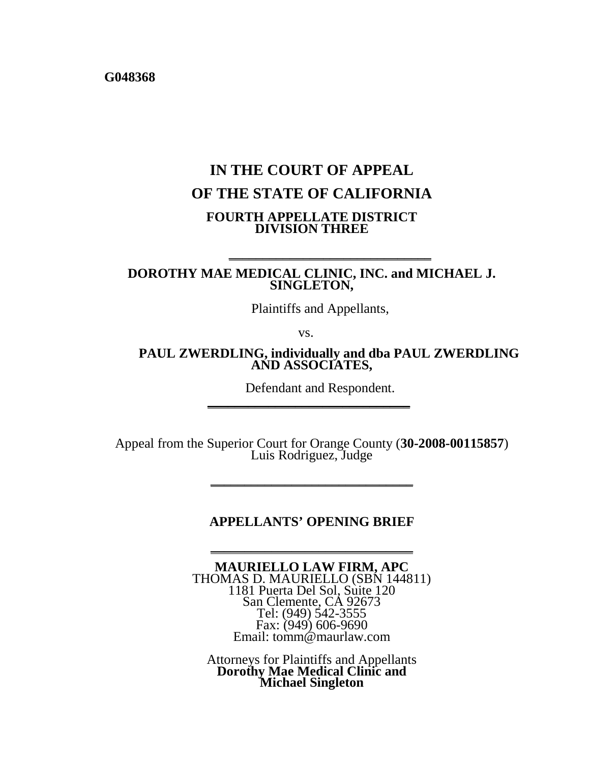**G048368**

# IN THE COURT OF APPEAL
# OF THE STATE OF CALIFORNIA

### FOURTH APPELLATE DISTRICT
### DIVISION THREE

---

**DOROTHY MAE MEDICAL CLINIC, INC. and MICHAEL J. SINGLETON,**

Plaintiffs and Appellants,

vs.

**PAUL ZWERDLING, individually and dba PAUL ZWERDLING AND ASSOCIATES,**

Defendant and Respondent.

---

Appeal from the Superior Court for Orange County (**30-2008-00115857**)
Luis Rodriguez, Judge

---

## APPELLANTS' OPENING BRIEF

---

**MAURIELLO LAW FIRM, APC**
THOMAS D. MAURIELLO (SBN 144811)
1181 Puerta Del Sol, Suite 120
San Clemente, CA 92673
Tel: (949) 542-3555
Fax: (949) 606-9690
Email: tomm@maurlaw.com

Attorneys for Plaintiffs and Appellants
**Dorothy Mae Medical Clinic and Michael Singleton**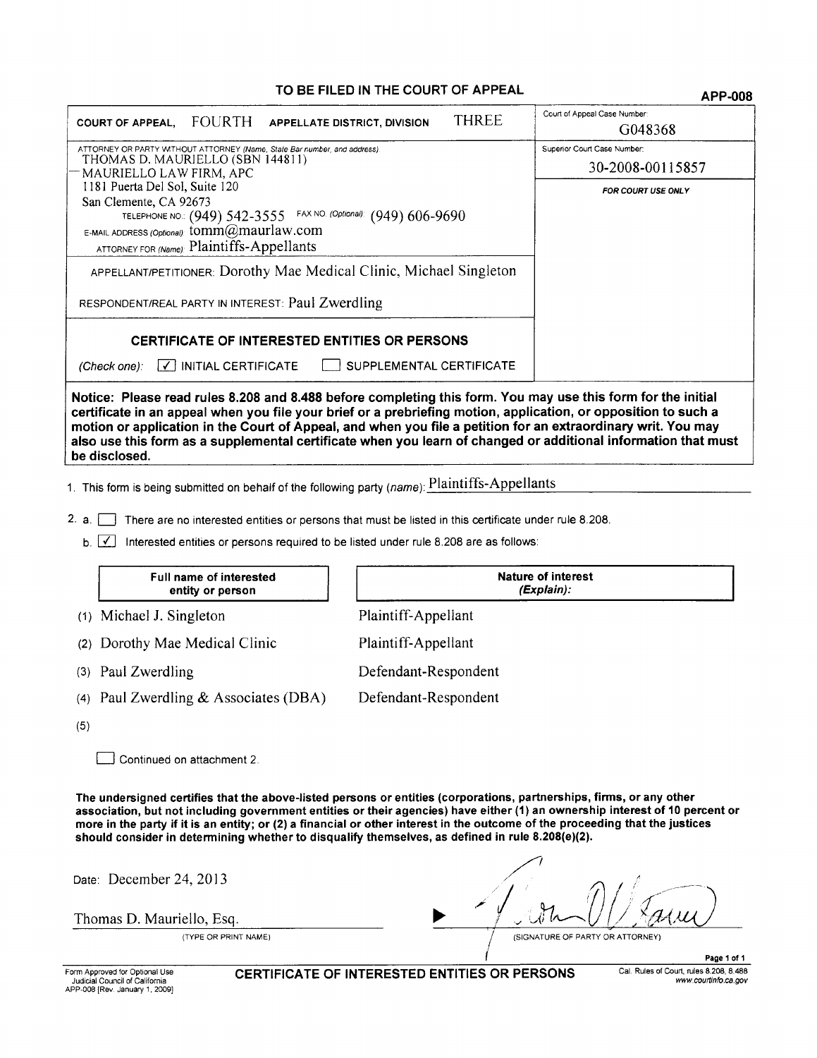**TO BE FILED IN THE COURT OF APPEAL** **APP-008**

| | |
|---|---|
| **COURT OF APPEAL,** FOURTH **APPELLATE DISTRICT, DIVISION** THREE | Court of Appeal Case Number: G048368 |
| ATTORNEY OR PARTY WITHOUT ATTORNEY *(Name, State Bar number, and address)*: THOMAS D. MAURIELLO (SBN 144811) MAURIELLO LAW FIRM, APC 1181 Puerta Del Sol, Suite 120 San Clemente, CA 92673 TELEPHONE NO.: (949) 542-3555 FAX NO. *(Optional)*: (949) 606-9690 E-MAIL ADDRESS *(Optional)*: tomm@maurlaw.com ATTORNEY FOR *(Name)*: Plaintiffs-Appellants | Superior Court Case Number: 30-2008-00115857 |
| APPELLANT/PETITIONER: Dorothy Mae Medical Clinic, Michael Singleton | ***FOR COURT USE ONLY*** |
| RESPONDENT/REAL PARTY IN INTEREST: Paul Zwerdling | |
| **CERTIFICATE OF INTERESTED ENTITIES OR PERSONS** *(Check one)*: ☑ INITIAL CERTIFICATE ☐ SUPPLEMENTAL CERTIFICATE | |

**Notice: Please read rules 8.208 and 8.488 before completing this form. You may use this form for the initial certificate in an appeal when you file your brief or a prebriefing motion, application, or opposition to such a motion or application in the Court of Appeal, and when you file a petition for an extraordinary writ. You may also use this form as a supplemental certificate when you learn of changed or additional information that must be disclosed.**

1. This form is being submitted on behalf of the following party *(name)*: Plaintiffs-Appellants

2. a. ☐ There are no interested entities or persons that must be listed in this certificate under rule 8.208.

   b. ☑ Interested entities or persons required to be listed under rule 8.208 are as follows:

| | **Full name of interested entity or person** | **Nature of interest *(Explain)*:** |
|---|---|---|
| (1) | Michael J. Singleton | Plaintiff-Appellant |
| (2) | Dorothy Mae Medical Clinic | Plaintiff-Appellant |
| (3) | Paul Zwerdling | Defendant-Respondent |
| (4) | Paul Zwerdling & Associates (DBA) | Defendant-Respondent |
| (5) | | |

☐ Continued on attachment 2.

**The undersigned certifies that the above-listed persons or entities (corporations, partnerships, firms, or any other association, but not including government entities or their agencies) have either (1) an ownership interest of 10 percent or more in the party if it is an entity; or (2) a financial or other interest in the outcome of the proceeding that the justices should consider in determining whether to disqualify themselves, as defined in rule 8.208(e)(2).**

Date: December 24, 2013

Thomas D. Mauriello, Esq.
(TYPE OR PRINT NAME)

▶ [signature]
(SIGNATURE OF PARTY OR ATTORNEY)

Form Approved for Optional Use Judicial Council of California APP-008 [Rev. January 1, 2009]

**CERTIFICATE OF INTERESTED ENTITIES OR PERSONS**

Cal. Rules of Court, rules 8.208, 8.488 www.courtinfo.ca.gov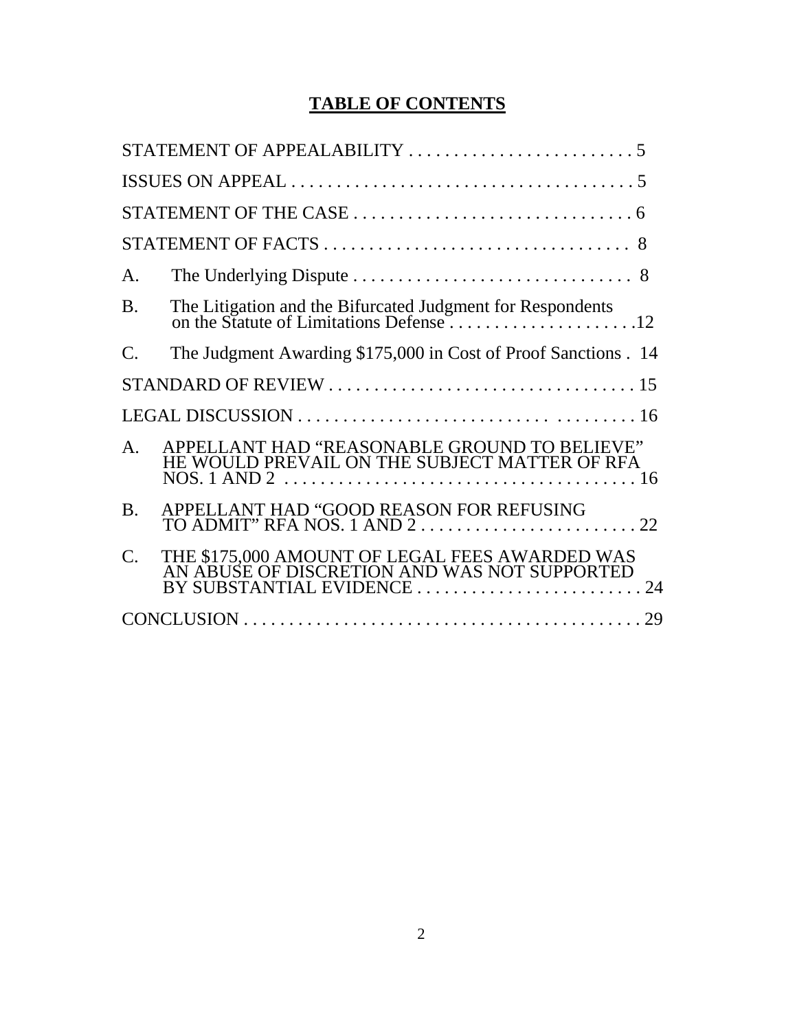# **TABLE OF CONTENTS**

STATEMENT OF APPEALABILITY . . . . . . . . . . . . . . . . . . . . . . . . . 5

ISSUES ON APPEAL . . . . . . . . . . . . . . . . . . . . . . . . . . . . . . . . . . . . . . 5

STATEMENT OF THE CASE . . . . . . . . . . . . . . . . . . . . . . . . . . . . . . 6

STATEMENT OF FACTS . . . . . . . . . . . . . . . . . . . . . . . . . . . . . . . . . . 8

A. The Underlying Dispute . . . . . . . . . . . . . . . . . . . . . . . . . . . . . . . 8

B. The Litigation and the Bifurcated Judgment for Respondents on the Statute of Limitations Defense . . . . . . . . . . . . . . . . . . . . .12

C. The Judgment Awarding $175,000 in Cost of Proof Sanctions . 14

STANDARD OF REVIEW . . . . . . . . . . . . . . . . . . . . . . . . . . . . . . . . . 15

LEGAL DISCUSSION . . . . . . . . . . . . . . . . . . . . . . . . . . . . . . . . . . . . 16

A. APPELLANT HAD “REASONABLE GROUND TO BELIEVE” HE WOULD PREVAIL ON THE SUBJECT MATTER OF RFA NOS. 1 AND 2 . . . . . . . . . . . . . . . . . . . . . . . . . . . . . . . . . . . . . . 16

B. APPELLANT HAD “GOOD REASON FOR REFUSING TO ADMIT” RFA NOS. 1 AND 2 . . . . . . . . . . . . . . . . . . . . . . . . 22

C. THE $175,000 AMOUNT OF LEGAL FEES AWARDED WAS AN ABUSE OF DISCRETION AND WAS NOT SUPPORTED BY SUBSTANTIAL EVIDENCE . . . . . . . . . . . . . . . . . . . . . . . . . 24

CONCLUSION . . . . . . . . . . . . . . . . . . . . . . . . . . . . . . . . . . . . . . . . . . . 29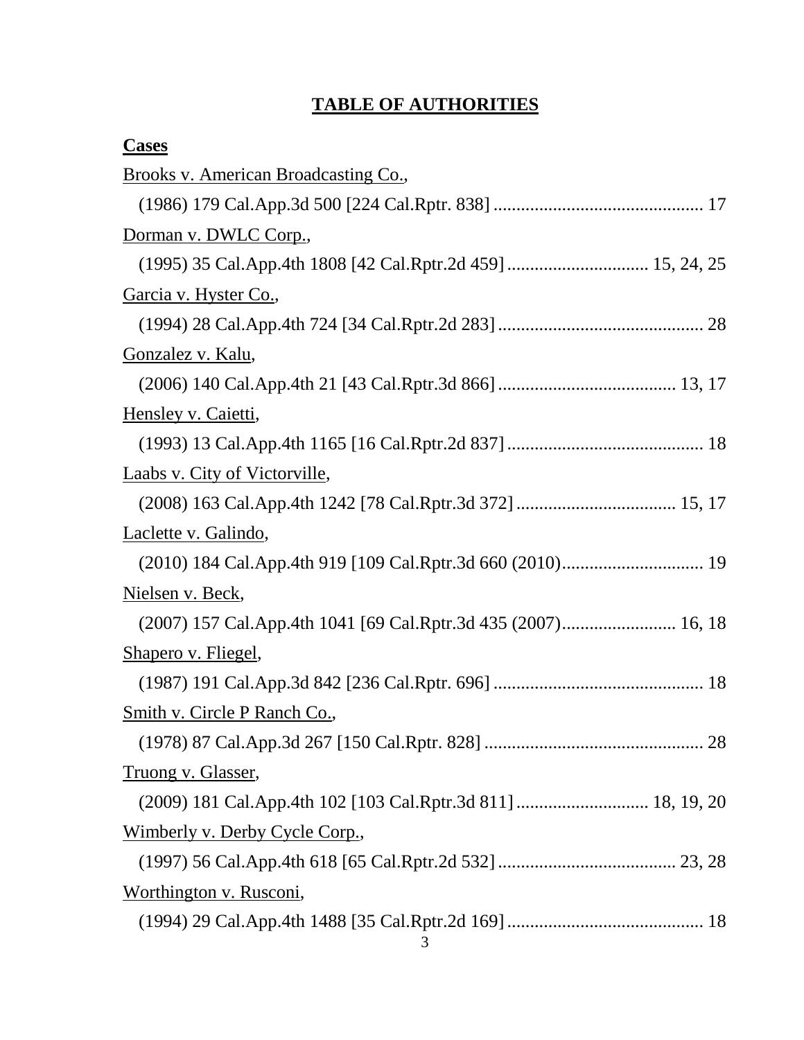# **TABLE OF AUTHORITIES**

## **Cases**

Brooks v. American Broadcasting Co.,
(1986) 179 Cal.App.3d 500 [224 Cal.Rptr. 838] .............................................. 17

Dorman v. DWLC Corp.,
(1995) 35 Cal.App.4th 1808 [42 Cal.Rptr.2d 459] .............................. 15, 24, 25

Garcia v. Hyster Co.,
(1994) 28 Cal.App.4th 724 [34 Cal.Rptr.2d 283] ............................................. 28

Gonzalez v. Kalu,
(2006) 140 Cal.App.4th 21 [43 Cal.Rptr.3d 866] ....................................... 13, 17

Hensley v. Caietti,
(1993) 13 Cal.App.4th 1165 [16 Cal.Rptr.2d 837] ........................................... 18

Laabs v. City of Victorville,
(2008) 163 Cal.App.4th 1242 [78 Cal.Rptr.3d 372] ................................... 15, 17

Laclette v. Galindo,
(2010) 184 Cal.App.4th 919 [109 Cal.Rptr.3d 660 (2010)............................... 19

Nielsen v. Beck,
(2007) 157 Cal.App.4th 1041 [69 Cal.Rptr.3d 435 (2007)......................... 16, 18

Shapero v. Fliegel,
(1987) 191 Cal.App.3d 842 [236 Cal.Rptr. 696] .............................................. 18

Smith v. Circle P Ranch Co.,
(1978) 87 Cal.App.3d 267 [150 Cal.Rptr. 828] ................................................ 28

Truong v. Glasser,
(2009) 181 Cal.App.4th 102 [103 Cal.Rptr.3d 811] ............................ 18, 19, 20

Wimberly v. Derby Cycle Corp.,
(1997) 56 Cal.App.4th 618 [65 Cal.Rptr.2d 532] ....................................... 23, 28

Worthington v. Rusconi,
(1994) 29 Cal.App.4th 1488 [35 Cal.Rptr.2d 169] ........................................... 18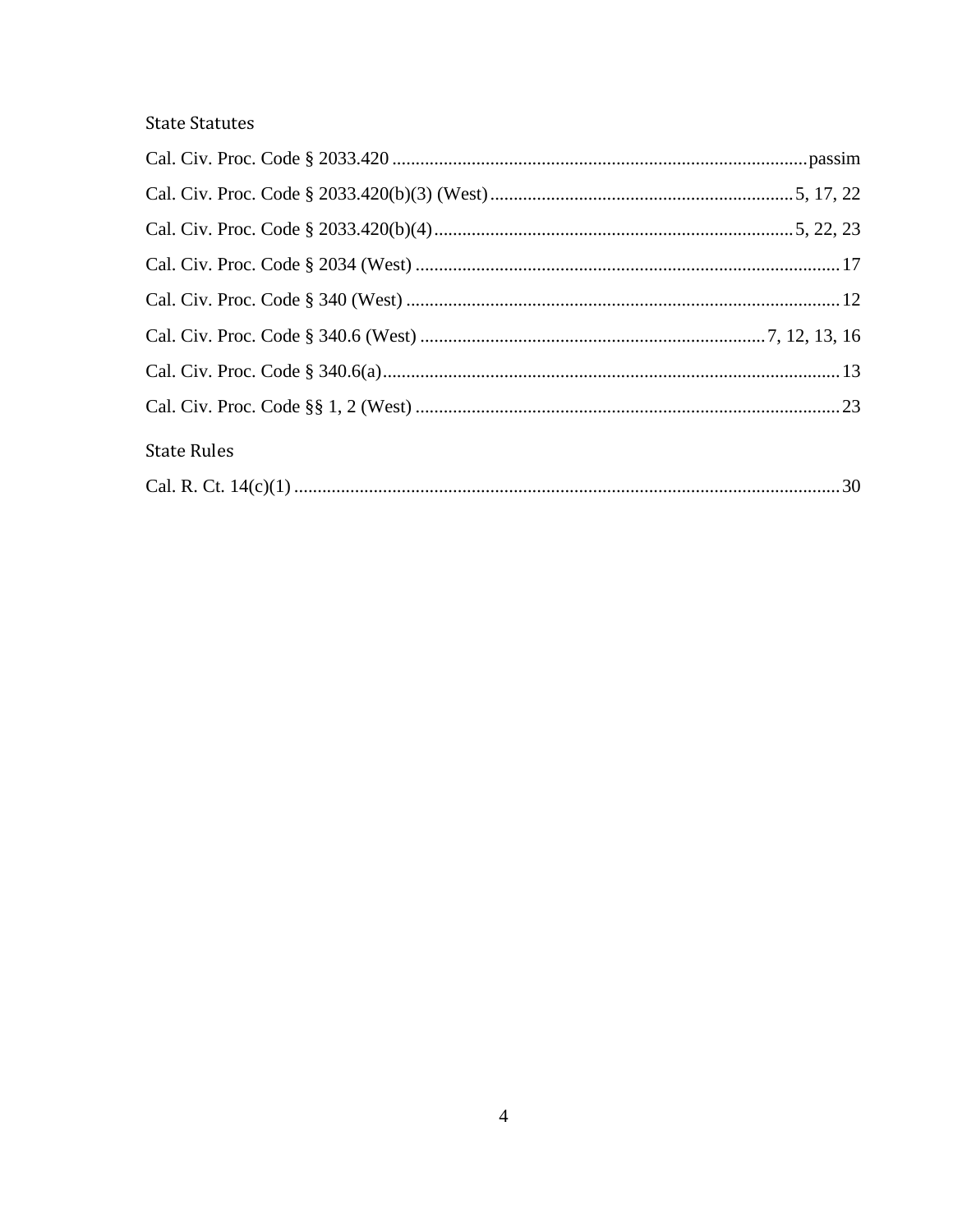### State Statutes

Cal. Civ. Proc. Code § 2033.420 ........................................................................................ passim

Cal. Civ. Proc. Code § 2033.420(b)(3) (West) ................................................................ 5, 17, 22

Cal. Civ. Proc. Code § 2033.420(b)(4) ............................................................................ 5, 22, 23

Cal. Civ. Proc. Code § 2034 (West) .......................................................................................... 17

Cal. Civ. Proc. Code § 340 (West) ............................................................................................ 12

Cal. Civ. Proc. Code § 340.6 (West) ......................................................................... 7, 12, 13, 16

Cal. Civ. Proc. Code § 340.6(a) ................................................................................................ 13

Cal. Civ. Proc. Code §§ 1, 2 (West) .......................................................................................... 23

### State Rules

Cal. R. Ct. 14(c)(1) .................................................................................................................... 30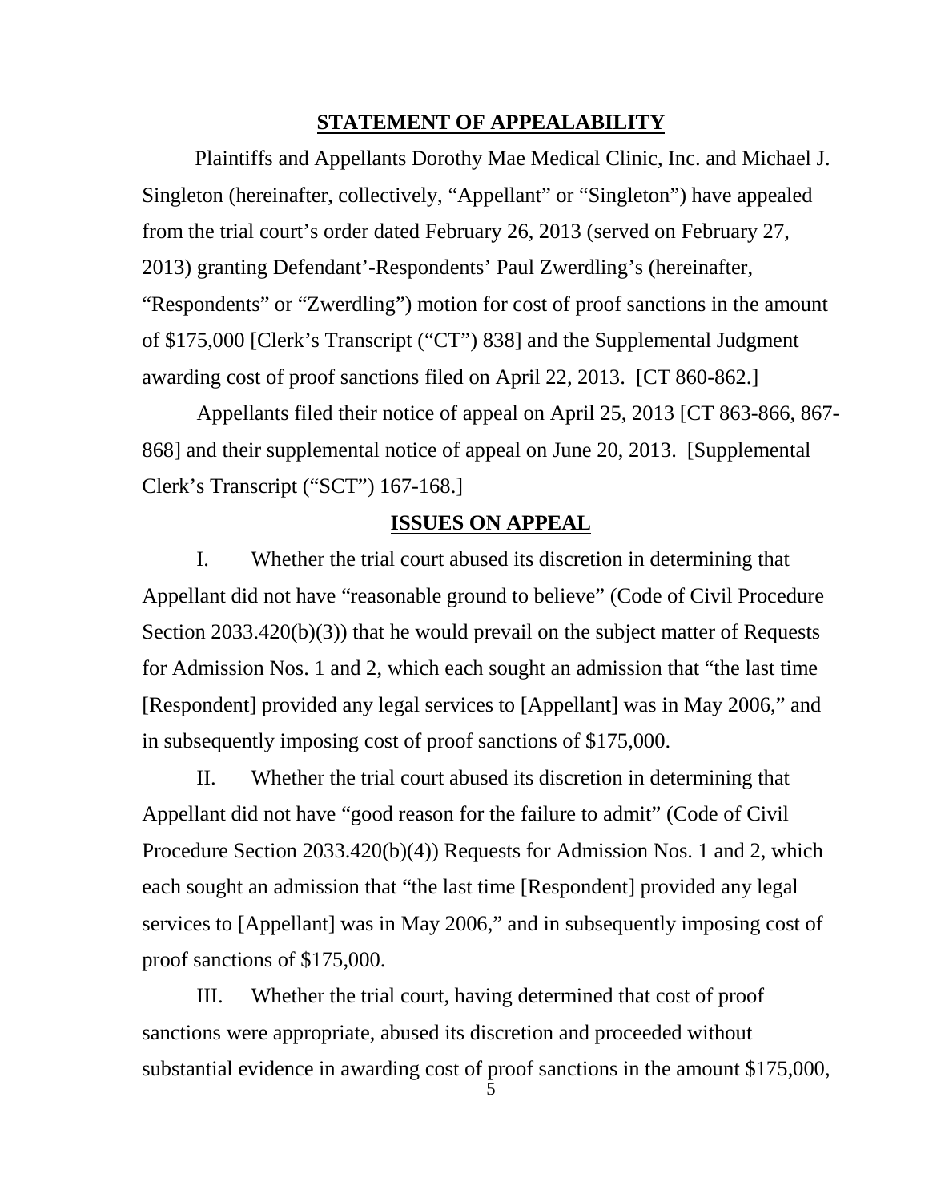## STATEMENT OF APPEALABILITY

Plaintiffs and Appellants Dorothy Mae Medical Clinic, Inc. and Michael J. Singleton (hereinafter, collectively, "Appellant" or "Singleton") have appealed from the trial court's order dated February 26, 2013 (served on February 27, 2013) granting Defendant'-Respondents' Paul Zwerdling's (hereinafter, "Respondents" or "Zwerdling") motion for cost of proof sanctions in the amount of $175,000 [Clerk's Transcript ("CT") 838] and the Supplemental Judgment awarding cost of proof sanctions filed on April 22, 2013. [CT 860-862.]

Appellants filed their notice of appeal on April 25, 2013 [CT 863-866, 867-868] and their supplemental notice of appeal on June 20, 2013. [Supplemental Clerk's Transcript ("SCT") 167-168.]

## ISSUES ON APPEAL

I. Whether the trial court abused its discretion in determining that Appellant did not have "reasonable ground to believe" (Code of Civil Procedure Section 2033.420(b)(3)) that he would prevail on the subject matter of Requests for Admission Nos. 1 and 2, which each sought an admission that "the last time [Respondent] provided any legal services to [Appellant] was in May 2006," and in subsequently imposing cost of proof sanctions of $175,000.

II. Whether the trial court abused its discretion in determining that Appellant did not have "good reason for the failure to admit" (Code of Civil Procedure Section 2033.420(b)(4)) Requests for Admission Nos. 1 and 2, which each sought an admission that "the last time [Respondent] provided any legal services to [Appellant] was in May 2006," and in subsequently imposing cost of proof sanctions of $175,000.

III. Whether the trial court, having determined that cost of proof sanctions were appropriate, abused its discretion and proceeded without substantial evidence in awarding cost of proof sanctions in the amount $175,000,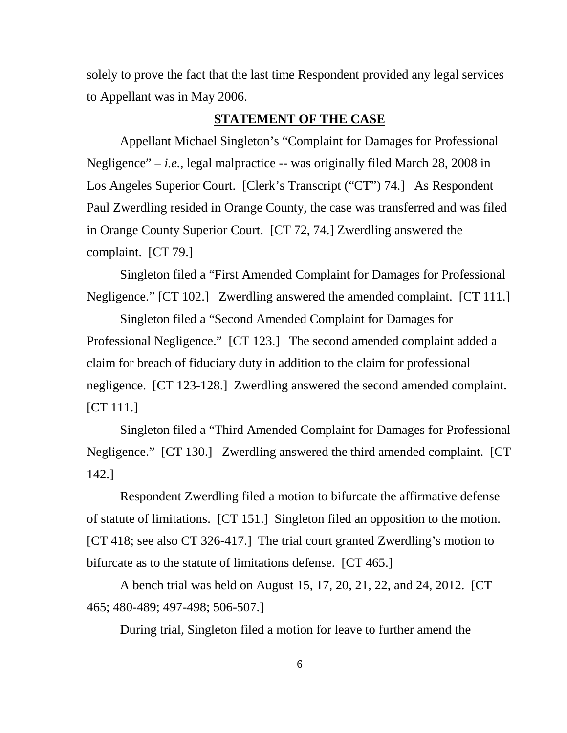solely to prove the fact that the last time Respondent provided any legal services to Appellant was in May 2006.

## STATEMENT OF THE CASE

Appellant Michael Singleton's "Complaint for Damages for Professional Negligence" – *i.e.*, legal malpractice -- was originally filed March 28, 2008 in Los Angeles Superior Court. [Clerk's Transcript ("CT") 74.] As Respondent Paul Zwerdling resided in Orange County, the case was transferred and was filed in Orange County Superior Court. [CT 72, 74.] Zwerdling answered the complaint. [CT 79.]

Singleton filed a "First Amended Complaint for Damages for Professional Negligence." [CT 102.] Zwerdling answered the amended complaint. [CT 111.]

Singleton filed a "Second Amended Complaint for Damages for Professional Negligence." [CT 123.] The second amended complaint added a claim for breach of fiduciary duty in addition to the claim for professional negligence. [CT 123-128.] Zwerdling answered the second amended complaint. [CT 111.]

Singleton filed a "Third Amended Complaint for Damages for Professional Negligence." [CT 130.] Zwerdling answered the third amended complaint. [CT 142.]

Respondent Zwerdling filed a motion to bifurcate the affirmative defense of statute of limitations. [CT 151.] Singleton filed an opposition to the motion. [CT 418; see also CT 326-417.] The trial court granted Zwerdling's motion to bifurcate as to the statute of limitations defense. [CT 465.]

A bench trial was held on August 15, 17, 20, 21, 22, and 24, 2012. [CT 465; 480-489; 497-498; 506-507.]

During trial, Singleton filed a motion for leave to further amend the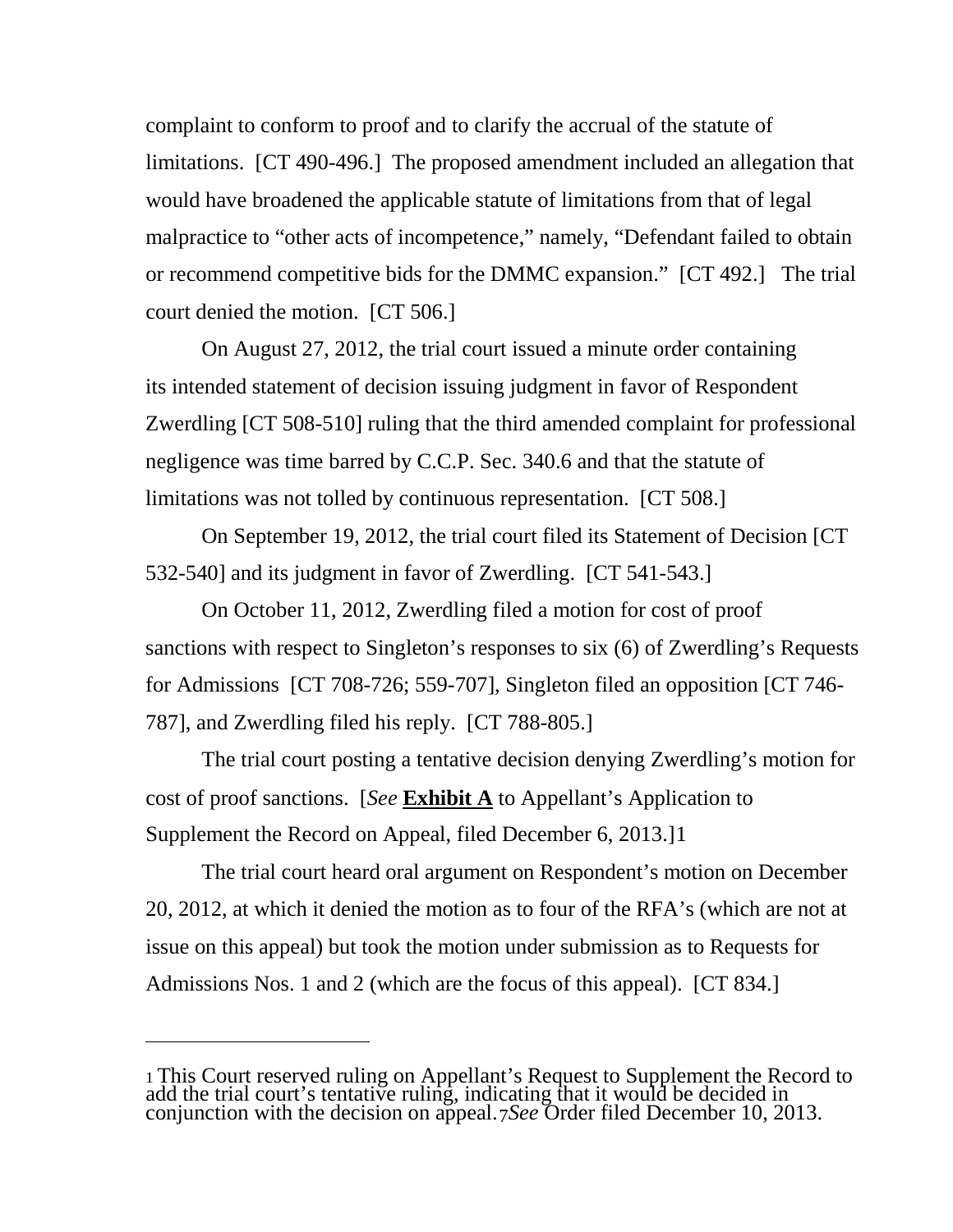complaint to conform to proof and to clarify the accrual of the statute of limitations. [CT 490-496.] The proposed amendment included an allegation that would have broadened the applicable statute of limitations from that of legal malpractice to "other acts of incompetence," namely, "Defendant failed to obtain or recommend competitive bids for the DMMC expansion." [CT 492.] The trial court denied the motion. [CT 506.]

On August 27, 2012, the trial court issued a minute order containing its intended statement of decision issuing judgment in favor of Respondent Zwerdling [CT 508-510] ruling that the third amended complaint for professional negligence was time barred by C.C.P. Sec. 340.6 and that the statute of limitations was not tolled by continuous representation. [CT 508.]

On September 19, 2012, the trial court filed its Statement of Decision [CT 532-540] and its judgment in favor of Zwerdling. [CT 541-543.]

On October 11, 2012, Zwerdling filed a motion for cost of proof sanctions with respect to Singleton's responses to six (6) of Zwerdling's Requests for Admissions [CT 708-726; 559-707], Singleton filed an opposition [CT 746-787], and Zwerdling filed his reply. [CT 788-805.]

The trial court posting a tentative decision denying Zwerdling's motion for cost of proof sanctions. [*See* **Exhibit A** to Appellant's Application to Supplement the Record on Appeal, filed December 6, 2013.][1]

The trial court heard oral argument on Respondent's motion on December 20, 2012, at which it denied the motion as to four of the RFA's (which are not at issue on this appeal) but took the motion under submission as to Requests for Admissions Nos. 1 and 2 (which are the focus of this appeal). [CT 834.]

---

[1] This Court reserved ruling on Appellant's Request to Supplement the Record to add the trial court's tentative ruling, indicating that it would be decided in conjunction with the decision on appeal. *See* Order filed December 10, 2013.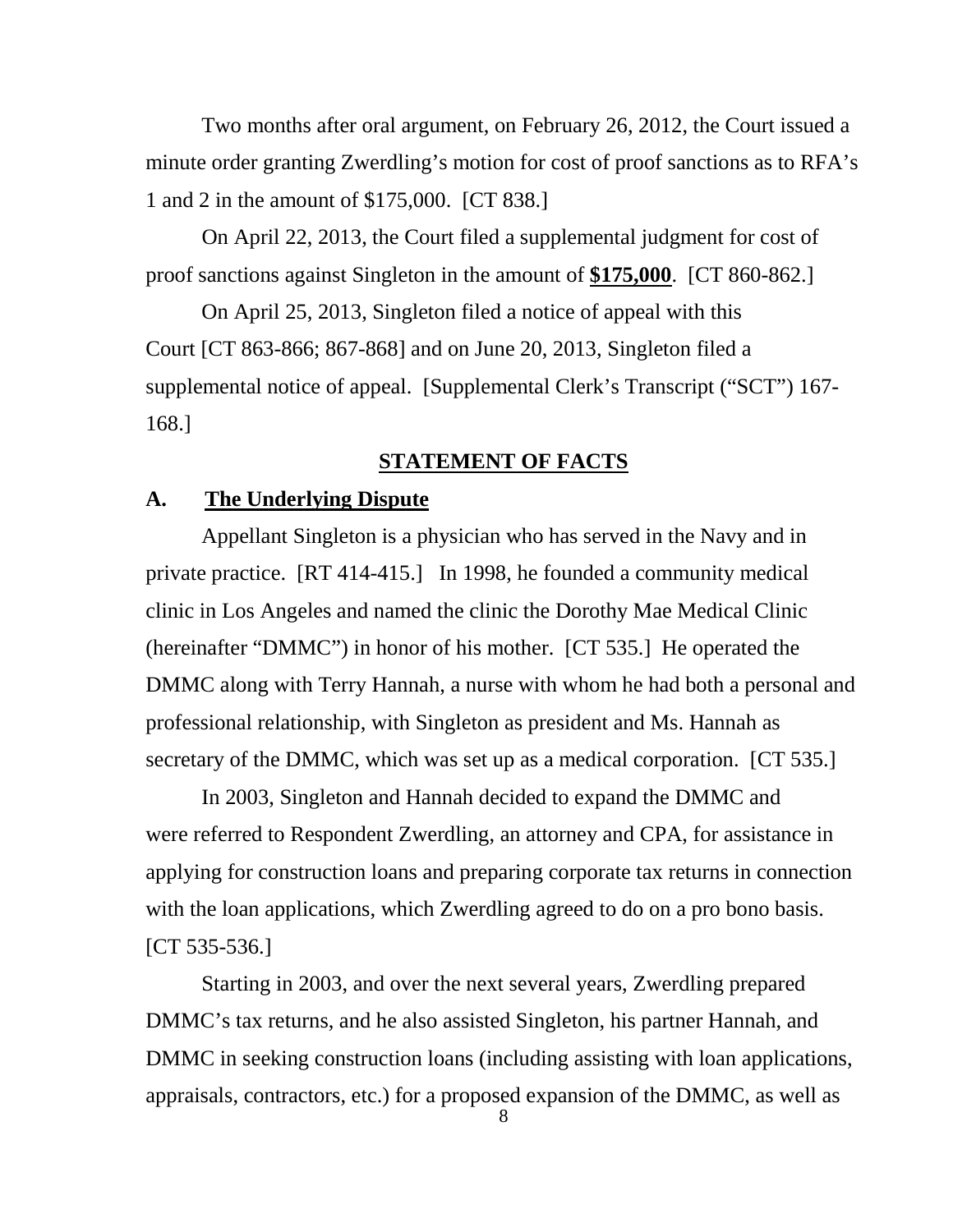Two months after oral argument, on February 26, 2012, the Court issued a minute order granting Zwerdling's motion for cost of proof sanctions as to RFA's 1 and 2 in the amount of $175,000. [CT 838.]

On April 22, 2013, the Court filed a supplemental judgment for cost of proof sanctions against Singleton in the amount of **$175,000**. [CT 860-862.]

On April 25, 2013, Singleton filed a notice of appeal with this Court [CT 863-866; 867-868] and on June 20, 2013, Singleton filed a supplemental notice of appeal. [Supplemental Clerk's Transcript ("SCT") 167-168.]

## STATEMENT OF FACTS

### A. The Underlying Dispute

Appellant Singleton is a physician who has served in the Navy and in private practice. [RT 414-415.] In 1998, he founded a community medical clinic in Los Angeles and named the clinic the Dorothy Mae Medical Clinic (hereinafter "DMMC") in honor of his mother. [CT 535.] He operated the DMMC along with Terry Hannah, a nurse with whom he had both a personal and professional relationship, with Singleton as president and Ms. Hannah as secretary of the DMMC, which was set up as a medical corporation. [CT 535.]

In 2003, Singleton and Hannah decided to expand the DMMC and were referred to Respondent Zwerdling, an attorney and CPA, for assistance in applying for construction loans and preparing corporate tax returns in connection with the loan applications, which Zwerdling agreed to do on a pro bono basis. [CT 535-536.]

Starting in 2003, and over the next several years, Zwerdling prepared DMMC's tax returns, and he also assisted Singleton, his partner Hannah, and DMMC in seeking construction loans (including assisting with loan applications, appraisals, contractors, etc.) for a proposed expansion of the DMMC, as well as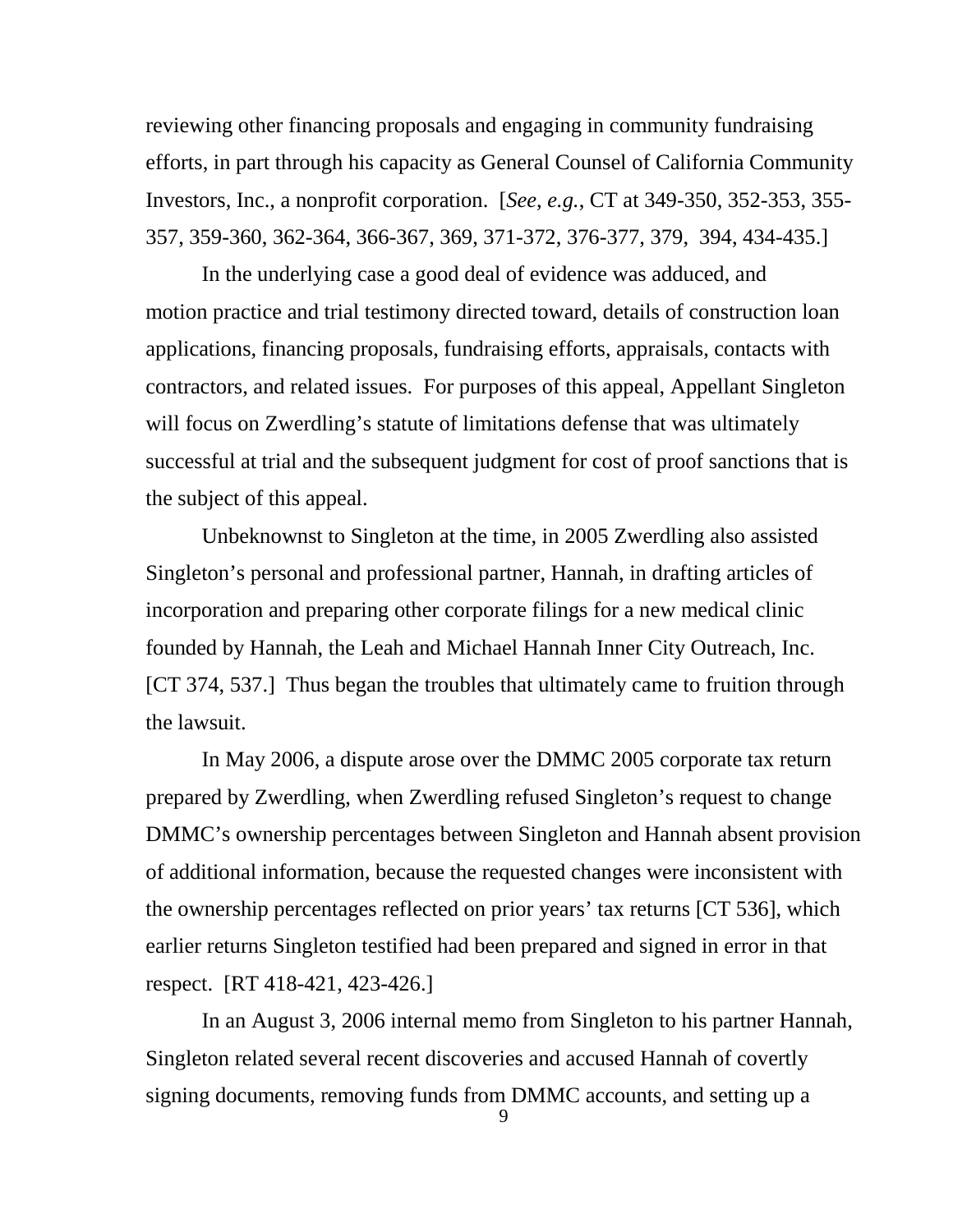reviewing other financing proposals and engaging in community fundraising efforts, in part through his capacity as General Counsel of California Community Investors, Inc., a nonprofit corporation. [*See, e.g.*, CT at 349-350, 352-353, 355-357, 359-360, 362-364, 366-367, 369, 371-372, 376-377, 379, 394, 434-435.]

In the underlying case a good deal of evidence was adduced, and motion practice and trial testimony directed toward, details of construction loan applications, financing proposals, fundraising efforts, appraisals, contacts with contractors, and related issues. For purposes of this appeal, Appellant Singleton will focus on Zwerdling's statute of limitations defense that was ultimately successful at trial and the subsequent judgment for cost of proof sanctions that is the subject of this appeal.

Unbeknownst to Singleton at the time, in 2005 Zwerdling also assisted Singleton's personal and professional partner, Hannah, in drafting articles of incorporation and preparing other corporate filings for a new medical clinic founded by Hannah, the Leah and Michael Hannah Inner City Outreach, Inc. [CT 374, 537.] Thus began the troubles that ultimately came to fruition through the lawsuit.

In May 2006, a dispute arose over the DMMC 2005 corporate tax return prepared by Zwerdling, when Zwerdling refused Singleton's request to change DMMC's ownership percentages between Singleton and Hannah absent provision of additional information, because the requested changes were inconsistent with the ownership percentages reflected on prior years' tax returns [CT 536], which earlier returns Singleton testified had been prepared and signed in error in that respect. [RT 418-421, 423-426.]

In an August 3, 2006 internal memo from Singleton to his partner Hannah, Singleton related several recent discoveries and accused Hannah of covertly signing documents, removing funds from DMMC accounts, and setting up a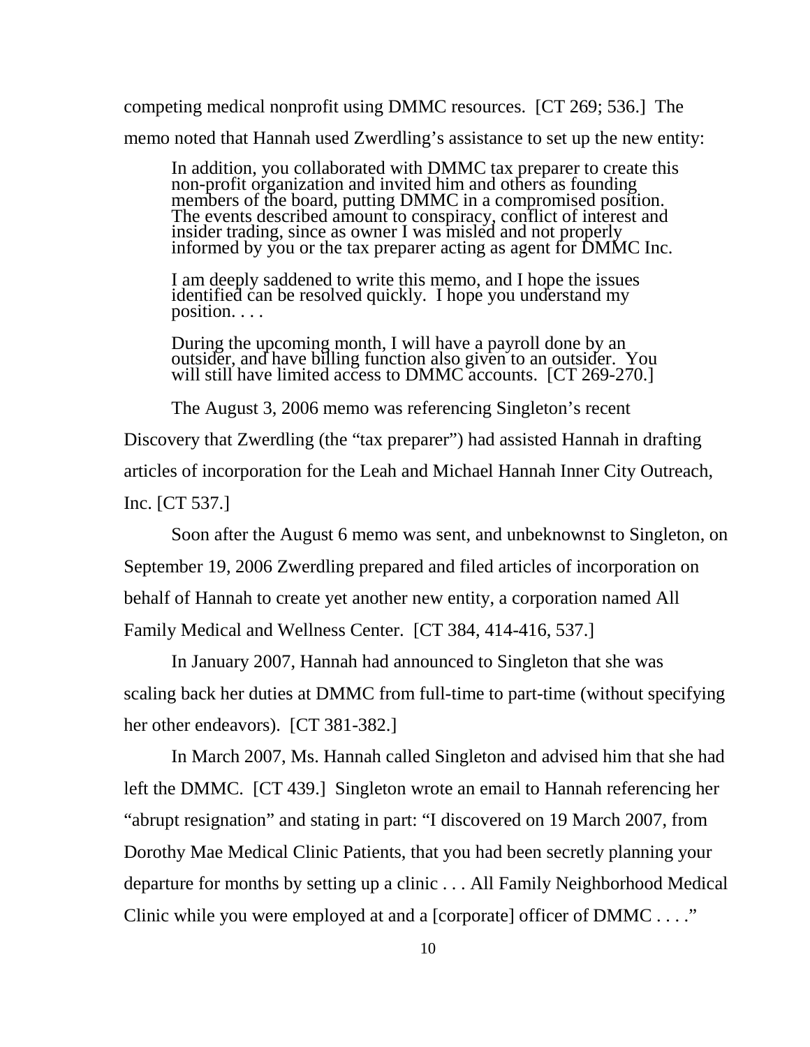competing medical nonprofit using DMMC resources. [CT 269; 536.] The memo noted that Hannah used Zwerdling's assistance to set up the new entity:

> In addition, you collaborated with DMMC tax preparer to create this non-profit organization and invited him and others as founding members of the board, putting DMMC in a compromised position. The events described amount to conspiracy, conflict of interest and insider trading, since as owner I was misled and not properly informed by you or the tax preparer acting as agent for DMMC Inc.
>
> I am deeply saddened to write this memo, and I hope the issues identified can be resolved quickly. I hope you understand my position. . . .
>
> During the upcoming month, I will have a payroll done by an outsider, and have billing function also given to an outsider. You will still have limited access to DMMC accounts. [CT 269-270.]

The August 3, 2006 memo was referencing Singleton's recent Discovery that Zwerdling (the "tax preparer") had assisted Hannah in drafting articles of incorporation for the Leah and Michael Hannah Inner City Outreach, Inc. [CT 537.]

Soon after the August 6 memo was sent, and unbeknownst to Singleton, on September 19, 2006 Zwerdling prepared and filed articles of incorporation on behalf of Hannah to create yet another new entity, a corporation named All Family Medical and Wellness Center. [CT 384, 414-416, 537.]

In January 2007, Hannah had announced to Singleton that she was scaling back her duties at DMMC from full-time to part-time (without specifying her other endeavors). [CT 381-382.]

In March 2007, Ms. Hannah called Singleton and advised him that she had left the DMMC. [CT 439.] Singleton wrote an email to Hannah referencing her "abrupt resignation" and stating in part: "I discovered on 19 March 2007, from Dorothy Mae Medical Clinic Patients, that you had been secretly planning your departure for months by setting up a clinic . . . All Family Neighborhood Medical Clinic while you were employed at and a [corporate] officer of DMMC . . . ."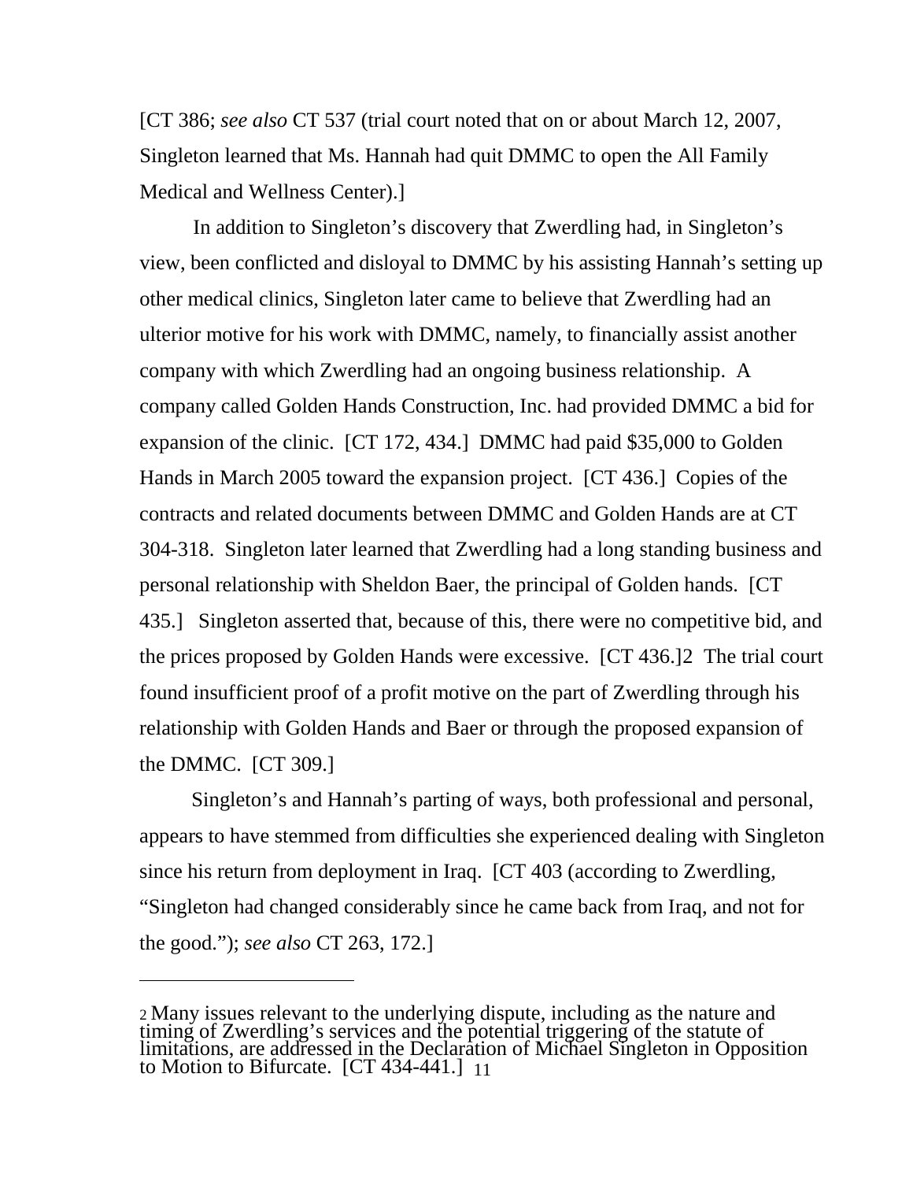[CT 386; *see also* CT 537 (trial court noted that on or about March 12, 2007, Singleton learned that Ms. Hannah had quit DMMC to open the All Family Medical and Wellness Center).]

In addition to Singleton's discovery that Zwerdling had, in Singleton's view, been conflicted and disloyal to DMMC by his assisting Hannah's setting up other medical clinics, Singleton later came to believe that Zwerdling had an ulterior motive for his work with DMMC, namely, to financially assist another company with which Zwerdling had an ongoing business relationship. A company called Golden Hands Construction, Inc. had provided DMMC a bid for expansion of the clinic. [CT 172, 434.] DMMC had paid $35,000 to Golden Hands in March 2005 toward the expansion project. [CT 436.] Copies of the contracts and related documents between DMMC and Golden Hands are at CT 304-318. Singleton later learned that Zwerdling had a long standing business and personal relationship with Sheldon Baer, the principal of Golden hands. [CT 435.] Singleton asserted that, because of this, there were no competitive bid, and the prices proposed by Golden Hands were excessive. [CT 436.][2] The trial court found insufficient proof of a profit motive on the part of Zwerdling through his relationship with Golden Hands and Baer or through the proposed expansion of the DMMC. [CT 309.]

Singleton's and Hannah's parting of ways, both professional and personal, appears to have stemmed from difficulties she experienced dealing with Singleton since his return from deployment in Iraq. [CT 403 (according to Zwerdling, "Singleton had changed considerably since he came back from Iraq, and not for the good."); *see also* CT 263, 172.]

---

[2] Many issues relevant to the underlying dispute, including as the nature and timing of Zwerdling's services and the potential triggering of the statute of limitations, are addressed in the Declaration of Michael Singleton in Opposition to Motion to Bifurcate. [CT 434-441.]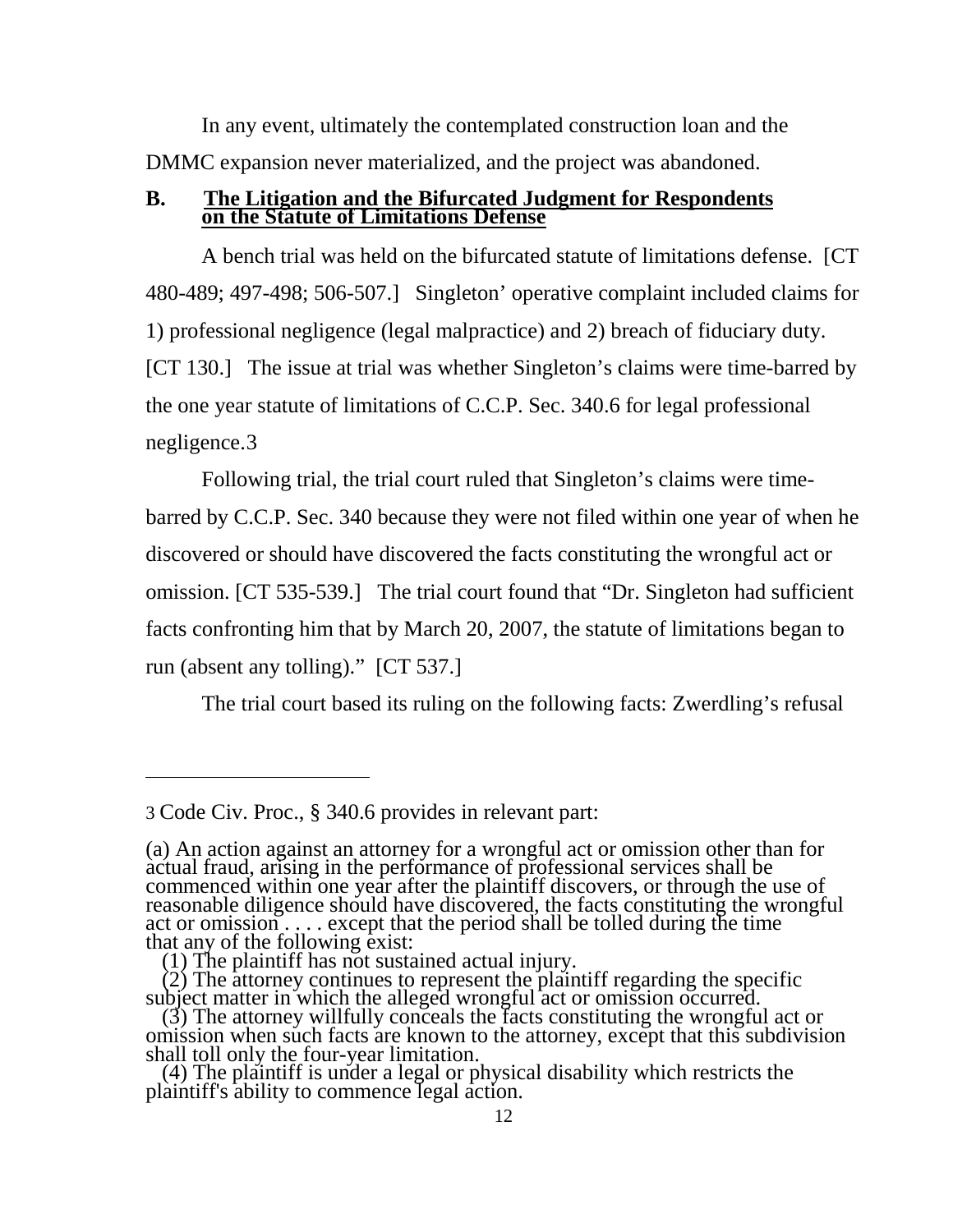In any event, ultimately the contemplated construction loan and the DMMC expansion never materialized, and the project was abandoned.

### B. The Litigation and the Bifurcated Judgment for Respondents on the Statute of Limitations Defense

A bench trial was held on the bifurcated statute of limitations defense. [CT 480-489; 497-498; 506-507.] Singleton' operative complaint included claims for 1) professional negligence (legal malpractice) and 2) breach of fiduciary duty. [CT 130.] The issue at trial was whether Singleton's claims were time-barred by the one year statute of limitations of C.C.P. Sec. 340.6 for legal professional negligence.3

Following trial, the trial court ruled that Singleton's claims were time-barred by C.C.P. Sec. 340 because they were not filed within one year of when he discovered or should have discovered the facts constituting the wrongful act or omission. [CT 535-539.] The trial court found that "Dr. Singleton had sufficient facts confronting him that by March 20, 2007, the statute of limitations began to run (absent any tolling)." [CT 537.]

The trial court based its ruling on the following facts: Zwerdling's refusal

---

3 Code Civ. Proc., § 340.6 provides in relevant part:

(a) An action against an attorney for a wrongful act or omission other than for actual fraud, arising in the performance of professional services shall be commenced within one year after the plaintiff discovers, or through the use of reasonable diligence should have discovered, the facts constituting the wrongful act or omission . . . . except that the period shall be tolled during the time that any of the following exist:

(1) The plaintiff has not sustained actual injury.

(2) The attorney continues to represent the plaintiff regarding the specific subject matter in which the alleged wrongful act or omission occurred.

(3) The attorney willfully conceals the facts constituting the wrongful act or omission when such facts are known to the attorney, except that this subdivision shall toll only the four-year limitation.

(4) The plaintiff is under a legal or physical disability which restricts the plaintiff's ability to commence legal action.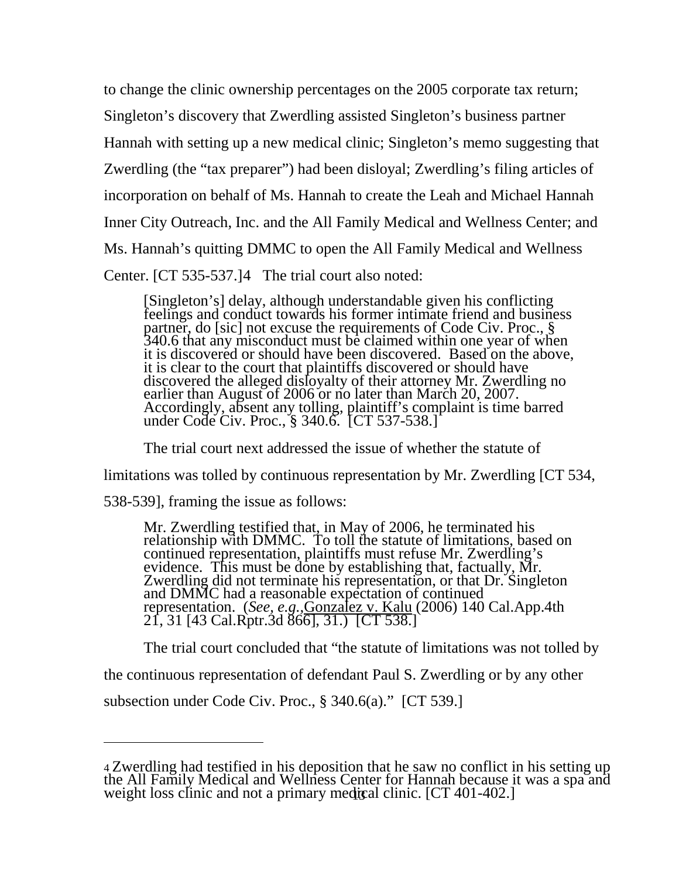to change the clinic ownership percentages on the 2005 corporate tax return; Singleton's discovery that Zwerdling assisted Singleton's business partner Hannah with setting up a new medical clinic; Singleton's memo suggesting that Zwerdling (the "tax preparer") had been disloyal; Zwerdling's filing articles of incorporation on behalf of Ms. Hannah to create the Leah and Michael Hannah Inner City Outreach, Inc. and the All Family Medical and Wellness Center; and Ms. Hannah's quitting DMMC to open the All Family Medical and Wellness Center. [CT 535-537.][4] The trial court also noted:

> [Singleton's] delay, although understandable given his conflicting feelings and conduct towards his former intimate friend and business partner, do [sic] not excuse the requirements of Code Civ. Proc., § 340.6 that any misconduct must be claimed within one year of when it is discovered or should have been discovered. Based on the above, it is clear to the court that plaintiffs discovered or should have discovered the alleged disloyalty of their attorney Mr. Zwerdling no earlier than August of 2006 or no later than March 20, 2007. Accordingly, absent any tolling, plaintiff's complaint is time barred under Code Civ. Proc., § 340.6. [CT 537-538.]

The trial court next addressed the issue of whether the statute of limitations was tolled by continuous representation by Mr. Zwerdling [CT 534, 538-539], framing the issue as follows:

> Mr. Zwerdling testified that, in May of 2006, he terminated his relationship with DMMC. To toll the statute of limitations, based on continued representation, plaintiffs must refuse Mr. Zwerdling's evidence. This must be done by establishing that, factually, Mr. Zwerdling did not terminate his representation, or that Dr. Singleton and DMMC had a reasonable expectation of continued representation. (*See, e.g.,*Gonzalez v. Kalu (2006) 140 Cal.App.4th 21, 31 [43 Cal.Rptr.3d 866], 31.) [CT 538.]

The trial court concluded that "the statute of limitations was not tolled by the continuous representation of defendant Paul S. Zwerdling or by any other subsection under Code Civ. Proc., § 340.6(a)." [CT 539.]

---

[4] Zwerdling had testified in his deposition that he saw no conflict in his setting up the All Family Medical and Wellness Center for Hannah because it was a spa and weight loss clinic and not a primary medical clinic. [CT 401-402.]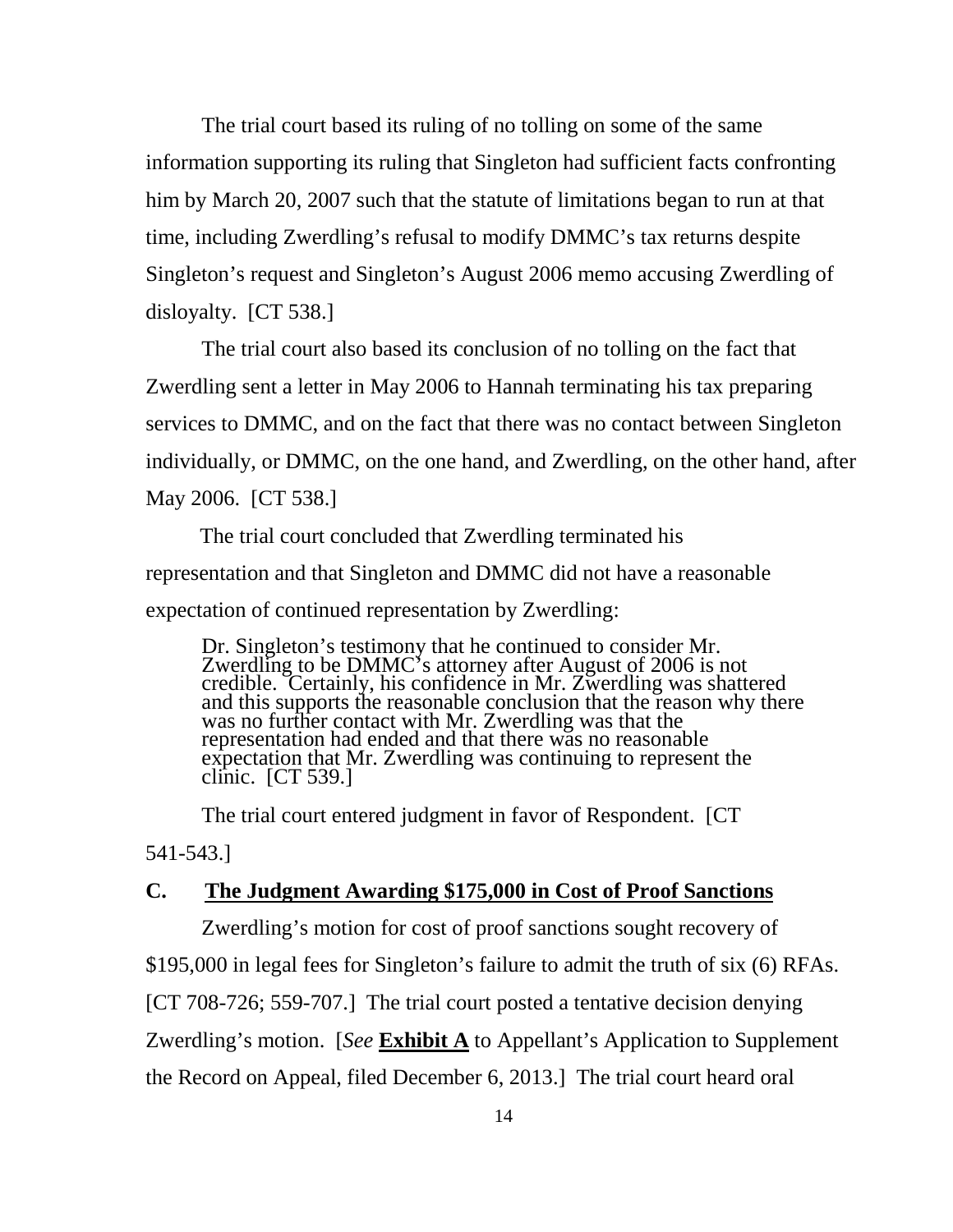The trial court based its ruling of no tolling on some of the same information supporting its ruling that Singleton had sufficient facts confronting him by March 20, 2007 such that the statute of limitations began to run at that time, including Zwerdling's refusal to modify DMMC's tax returns despite Singleton's request and Singleton's August 2006 memo accusing Zwerdling of disloyalty. [CT 538.]

The trial court also based its conclusion of no tolling on the fact that Zwerdling sent a letter in May 2006 to Hannah terminating his tax preparing services to DMMC, and on the fact that there was no contact between Singleton individually, or DMMC, on the one hand, and Zwerdling, on the other hand, after May 2006. [CT 538.]

The trial court concluded that Zwerdling terminated his representation and that Singleton and DMMC did not have a reasonable expectation of continued representation by Zwerdling:

> Dr. Singleton's testimony that he continued to consider Mr. Zwerdling to be DMMC's attorney after August of 2006 is not credible. Certainly, his confidence in Mr. Zwerdling was shattered and this supports the reasonable conclusion that the reason why there was no further contact with Mr. Zwerdling was that the representation had ended and that there was no reasonable expectation that Mr. Zwerdling was continuing to represent the clinic. [CT 539.]

The trial court entered judgment in favor of Respondent. [CT 541-543.]

## C. The Judgment Awarding $175,000 in Cost of Proof Sanctions

Zwerdling's motion for cost of proof sanctions sought recovery of $195,000 in legal fees for Singleton's failure to admit the truth of six (6) RFAs. [CT 708-726; 559-707.] The trial court posted a tentative decision denying Zwerdling's motion. [*See* **Exhibit A** to Appellant's Application to Supplement the Record on Appeal, filed December 6, 2013.] The trial court heard oral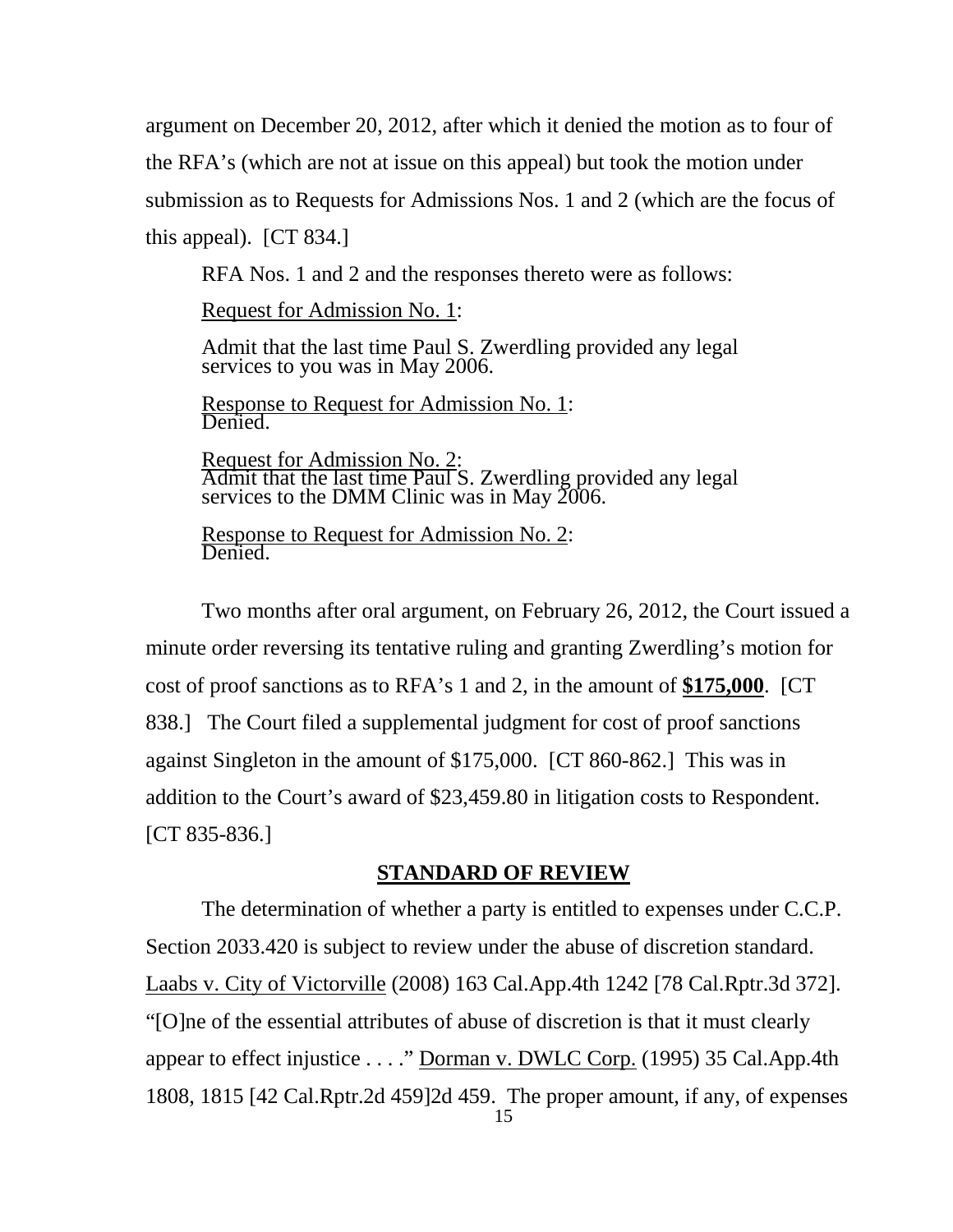argument on December 20, 2012, after which it denied the motion as to four of the RFA's (which are not at issue on this appeal) but took the motion under submission as to Requests for Admissions Nos. 1 and 2 (which are the focus of this appeal). [CT 834.]

RFA Nos. 1 and 2 and the responses thereto were as follows:

Request for Admission No. 1:

Admit that the last time Paul S. Zwerdling provided any legal services to you was in May 2006.

Response to Request for Admission No. 1:
Denied.

Request for Admission No. 2:
Admit that the last time Paul S. Zwerdling provided any legal services to the DMM Clinic was in May 2006.

Response to Request for Admission No. 2:
Denied.

Two months after oral argument, on February 26, 2012, the Court issued a minute order reversing its tentative ruling and granting Zwerdling's motion for cost of proof sanctions as to RFA's 1 and 2, in the amount of **$175,000**. [CT 838.] The Court filed a supplemental judgment for cost of proof sanctions against Singleton in the amount of $175,000. [CT 860-862.] This was in addition to the Court's award of $23,459.80 in litigation costs to Respondent. [CT 835-836.]

## STANDARD OF REVIEW

The determination of whether a party is entitled to expenses under C.C.P. Section 2033.420 is subject to review under the abuse of discretion standard. Laabs v. City of Victorville (2008) 163 Cal.App.4th 1242 [78 Cal.Rptr.3d 372]. "[O]ne of the essential attributes of abuse of discretion is that it must clearly appear to effect injustice . . . ." Dorman v. DWLC Corp. (1995) 35 Cal.App.4th 1808, 1815 [42 Cal.Rptr.2d 459]2d 459. The proper amount, if any, of expenses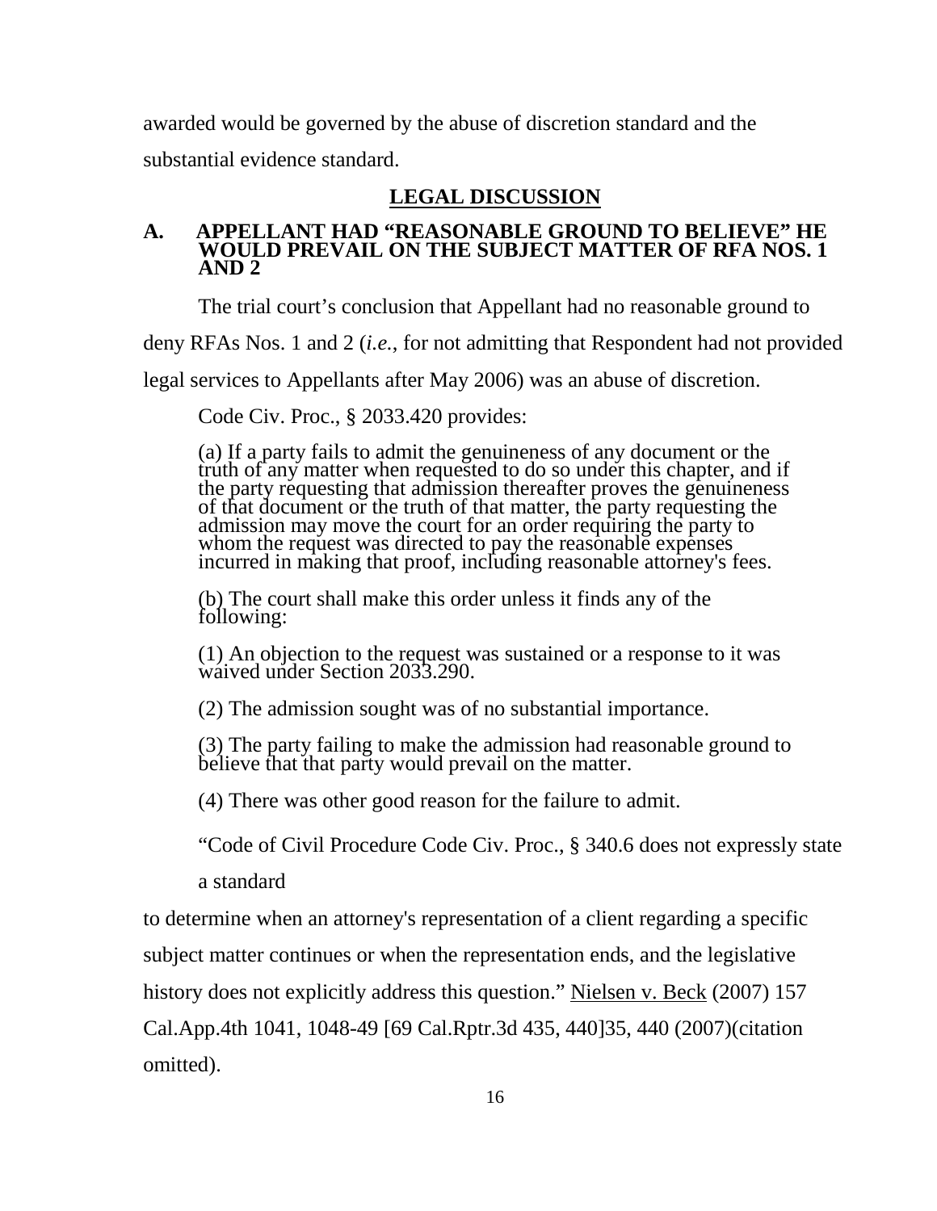awarded would be governed by the abuse of discretion standard and the substantial evidence standard.

## LEGAL DISCUSSION

### A. APPELLANT HAD "REASONABLE GROUND TO BELIEVE" HE WOULD PREVAIL ON THE SUBJECT MATTER OF RFA NOS. 1 AND 2

The trial court's conclusion that Appellant had no reasonable ground to deny RFAs Nos. 1 and 2 (*i.e.*, for not admitting that Respondent had not provided legal services to Appellants after May 2006) was an abuse of discretion.

Code Civ. Proc., § 2033.420 provides:

> (a) If a party fails to admit the genuineness of any document or the truth of any matter when requested to do so under this chapter, and if the party requesting that admission thereafter proves the genuineness of that document or the truth of that matter, the party requesting the admission may move the court for an order requiring the party to whom the request was directed to pay the reasonable expenses incurred in making that proof, including reasonable attorney's fees.
>
> (b) The court shall make this order unless it finds any of the following:
>
> (1) An objection to the request was sustained or a response to it was waived under Section 2033.290.
>
> (2) The admission sought was of no substantial importance.
>
> (3) The party failing to make the admission had reasonable ground to believe that that party would prevail on the matter.
>
> (4) There was other good reason for the failure to admit.

"Code of Civil Procedure Code Civ. Proc., § 340.6 does not expressly state a standard

to determine when an attorney's representation of a client regarding a specific subject matter continues or when the representation ends, and the legislative history does not explicitly address this question." Nielsen v. Beck (2007) 157 Cal.App.4th 1041, 1048-49 [69 Cal.Rptr.3d 435, 440]35, 440 (2007)(citation omitted).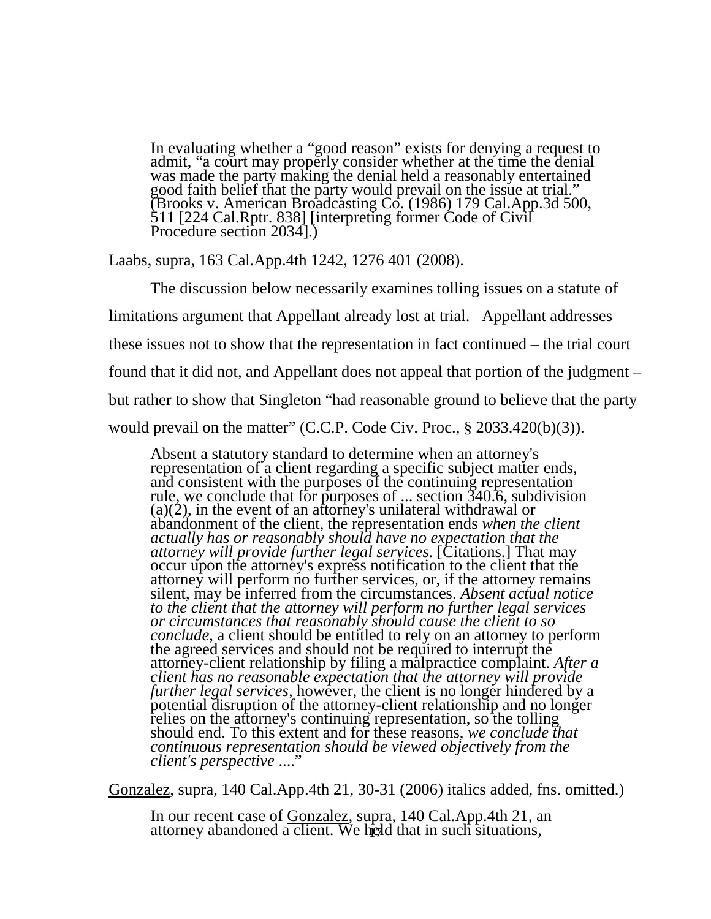> In evaluating whether a "good reason" exists for denying a request to admit, "a court may properly consider whether at the time the denial was made the party making the denial held a reasonably entertained good faith belief that the party would prevail on the issue at trial." (Brooks v. American Broadcasting Co. (1986) 179 Cal.App.3d 500, 511 [224 Cal.Rptr. 838] [interpreting former Code of Civil Procedure section 2034].)

Laabs, supra, 163 Cal.App.4th 1242, 1276 401 (2008).

The discussion below necessarily examines tolling issues on a statute of limitations argument that Appellant already lost at trial. Appellant addresses these issues not to show that the representation in fact continued – the trial court found that it did not, and Appellant does not appeal that portion of the judgment – but rather to show that Singleton "had reasonable ground to believe that the party would prevail on the matter" (C.C.P. Code Civ. Proc., § 2033.420(b)(3)).

> Absent a statutory standard to determine when an attorney's representation of a client regarding a specific subject matter ends, and consistent with the purposes of the continuing representation rule, we conclude that for purposes of ... section 340.6, subdivision (a)(2), in the event of an attorney's unilateral withdrawal or abandonment of the client, the representation ends *when the client actually has or reasonably should have no expectation that the attorney will provide further legal services.* [Citations.] That may occur upon the attorney's express notification to the client that the attorney will perform no further services, or, if the attorney remains silent, may be inferred from the circumstances. *Absent actual notice to the client that the attorney will perform no further legal services or circumstances that reasonably should cause the client to so conclude*, a client should be entitled to rely on an attorney to perform the agreed services and should not be required to interrupt the attorney-client relationship by filing a malpractice complaint. *After a client has no reasonable expectation that the attorney will provide further legal services*, however, the client is no longer hindered by a potential disruption of the attorney-client relationship and no longer relies on the attorney's continuing representation, so the tolling should end. To this extent and for these reasons, *we conclude that continuous representation should be viewed objectively from the client's perspective ....*"

Gonzalez, supra, 140 Cal.App.4th 21, 30-31 (2006) italics added, fns. omitted.)

> In our recent case of Gonzalez, supra, 140 Cal.App.4th 21, an attorney abandoned a client. We held that in such situations,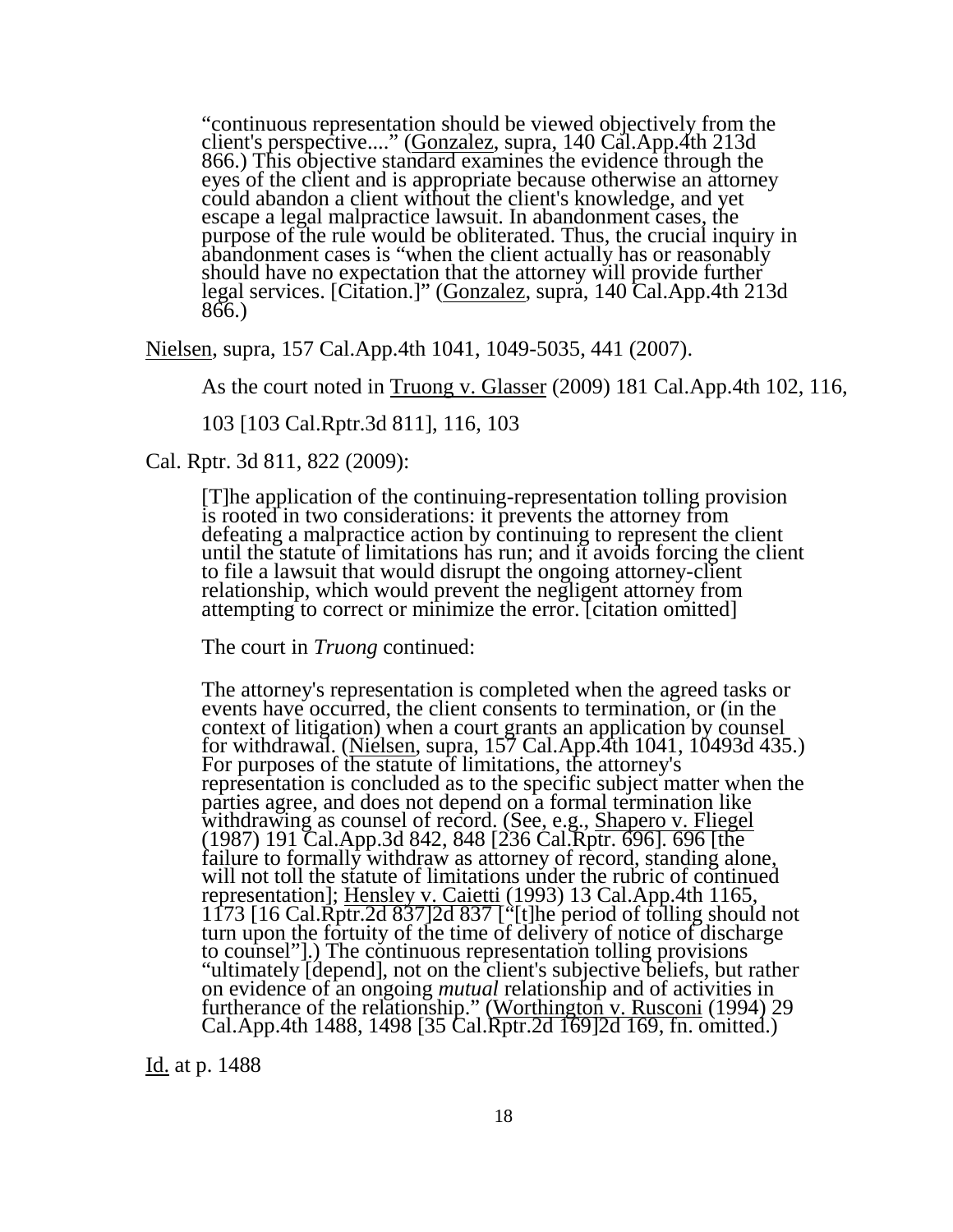> "continuous representation should be viewed objectively from the client's perspective...." (Gonzalez, supra, 140 Cal.App.4th 213d 866.) This objective standard examines the evidence through the eyes of the client and is appropriate because otherwise an attorney could abandon a client without the client's knowledge, and yet escape a legal malpractice lawsuit. In abandonment cases, the purpose of the rule would be obliterated. Thus, the crucial inquiry in abandonment cases is "when the client actually has or reasonably should have no expectation that the attorney will provide further legal services. [Citation.]" (Gonzalez, supra, 140 Cal.App.4th 213d 866.)

Nielsen, supra, 157 Cal.App.4th 1041, 1049-5035, 441 (2007).

As the court noted in Truong v. Glasser (2009) 181 Cal.App.4th 102, 116, 103 [103 Cal.Rptr.3d 811], 116, 103 Cal. Rptr. 3d 811, 822 (2009):

> [T]he application of the continuing-representation tolling provision is rooted in two considerations: it prevents the attorney from defeating a malpractice action by continuing to represent the client until the statute of limitations has run; and it avoids forcing the client to file a lawsuit that would disrupt the ongoing attorney-client relationship, which would prevent the negligent attorney from attempting to correct or minimize the error. [citation omitted]
>
> The court in *Truong* continued:
>
> The attorney's representation is completed when the agreed tasks or events have occurred, the client consents to termination, or (in the context of litigation) when a court grants an application by counsel for withdrawal. (Nielsen, supra, 157 Cal.App.4th 1041, 10493d 435.) For purposes of the statute of limitations, the attorney's representation is concluded as to the specific subject matter when the parties agree, and does not depend on a formal termination like withdrawing as counsel of record. (See, e.g., Shapero v. Fliegel (1987) 191 Cal.App.3d 842, 848 [236 Cal.Rptr. 696]. 696 [the failure to formally withdraw as attorney of record, standing alone, will not toll the statute of limitations under the rubric of continued representation]; Hensley v. Caietti (1993) 13 Cal.App.4th 1165, 1173 [16 Cal.Rptr.2d 837]2d 837 ["[t]he period of tolling should not turn upon the fortuity of the time of delivery of notice of discharge to counsel"].) The continuous representation tolling provisions "ultimately [depend], not on the client's subjective beliefs, but rather on evidence of an ongoing *mutual* relationship and of activities in furtherance of the relationship." (Worthington v. Rusconi (1994) 29 Cal.App.4th 1488, 1498 [35 Cal.Rptr.2d 169]2d 169, fn. omitted.)

Id. at p. 1488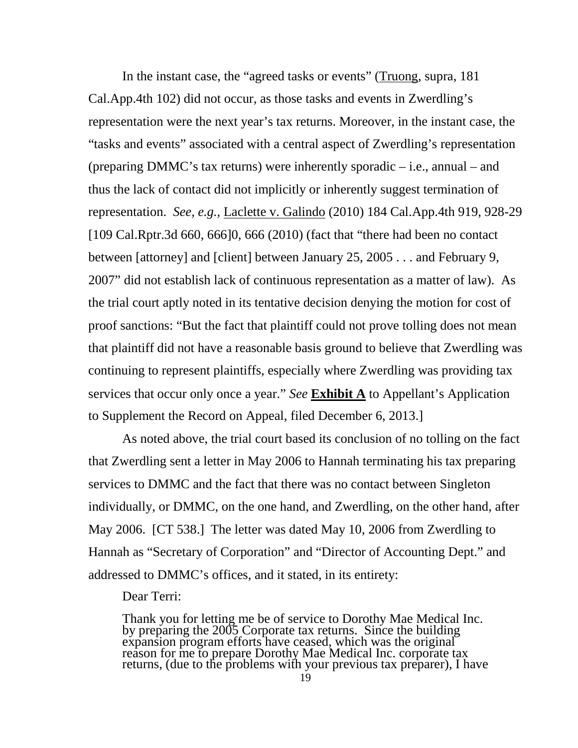In the instant case, the "agreed tasks or events" (Truong, supra, 181 Cal.App.4th 102) did not occur, as those tasks and events in Zwerdling's representation were the next year's tax returns. Moreover, in the instant case, the "tasks and events" associated with a central aspect of Zwerdling's representation (preparing DMMC's tax returns) were inherently sporadic – i.e., annual – and thus the lack of contact did not implicitly or inherently suggest termination of representation. *See, e.g.,* Laclette v. Galindo (2010) 184 Cal.App.4th 919, 928-29 [109 Cal.Rptr.3d 660, 666]0, 666 (2010) (fact that "there had been no contact between [attorney] and [client] between January 25, 2005 . . . and February 9, 2007" did not establish lack of continuous representation as a matter of law). As the trial court aptly noted in its tentative decision denying the motion for cost of proof sanctions: "But the fact that plaintiff could not prove tolling does not mean that plaintiff did not have a reasonable basis ground to believe that Zwerdling was continuing to represent plaintiffs, especially where Zwerdling was providing tax services that occur only once a year." *See* **Exhibit A** to Appellant's Application to Supplement the Record on Appeal, filed December 6, 2013.]

As noted above, the trial court based its conclusion of no tolling on the fact that Zwerdling sent a letter in May 2006 to Hannah terminating his tax preparing services to DMMC and the fact that there was no contact between Singleton individually, or DMMC, on the one hand, and Zwerdling, on the other hand, after May 2006. [CT 538.] The letter was dated May 10, 2006 from Zwerdling to Hannah as "Secretary of Corporation" and "Director of Accounting Dept." and addressed to DMMC's offices, and it stated, in its entirety:

> Dear Terri:
>
> Thank you for letting me be of service to Dorothy Mae Medical Inc. by preparing the 2005 Corporate tax returns. Since the building expansion program efforts have ceased, which was the original reason for me to prepare Dorothy Mae Medical Inc. corporate tax returns, (due to the problems with your previous tax preparer), I have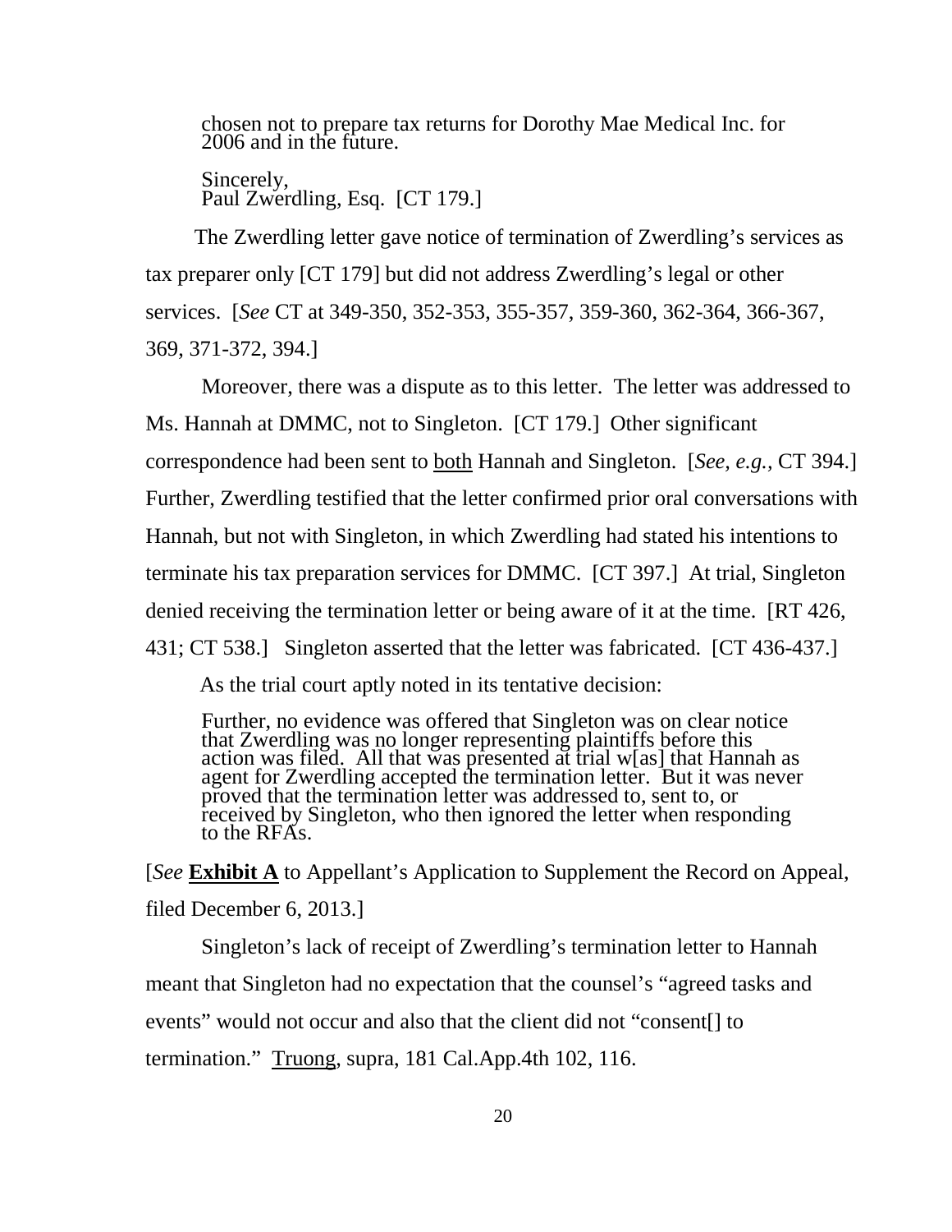> chosen not to prepare tax returns for Dorothy Mae Medical Inc. for 2006 and in the future.
>
> Sincerely,
> Paul Zwerdling, Esq. [CT 179.]

The Zwerdling letter gave notice of termination of Zwerdling's services as tax preparer only [CT 179] but did not address Zwerdling's legal or other services. [*See* CT at 349-350, 352-353, 355-357, 359-360, 362-364, 366-367, 369, 371-372, 394.]

Moreover, there was a dispute as to this letter. The letter was addressed to Ms. Hannah at DMMC, not to Singleton. [CT 179.] Other significant correspondence had been sent to <u>both</u> Hannah and Singleton. [*See, e.g.*, CT 394.] Further, Zwerdling testified that the letter confirmed prior oral conversations with Hannah, but not with Singleton, in which Zwerdling had stated his intentions to terminate his tax preparation services for DMMC. [CT 397.] At trial, Singleton denied receiving the termination letter or being aware of it at the time. [RT 426, 431; CT 538.] Singleton asserted that the letter was fabricated. [CT 436-437.]

As the trial court aptly noted in its tentative decision:

> Further, no evidence was offered that Singleton was on clear notice that Zwerdling was no longer representing plaintiffs before this action was filed. All that was presented at trial w[as] that Hannah as agent for Zwerdling accepted the termination letter. But it was never proved that the termination letter was addressed to, sent to, or received by Singleton, who then ignored the letter when responding to the RFAs.

[*See* **<u>Exhibit A</u>** to Appellant's Application to Supplement the Record on Appeal, filed December 6, 2013.]

Singleton's lack of receipt of Zwerdling's termination letter to Hannah meant that Singleton had no expectation that the counsel's "agreed tasks and events" would not occur and also that the client did not "consent[] to termination." <u>Truong</u>, supra, 181 Cal.App.4th 102, 116.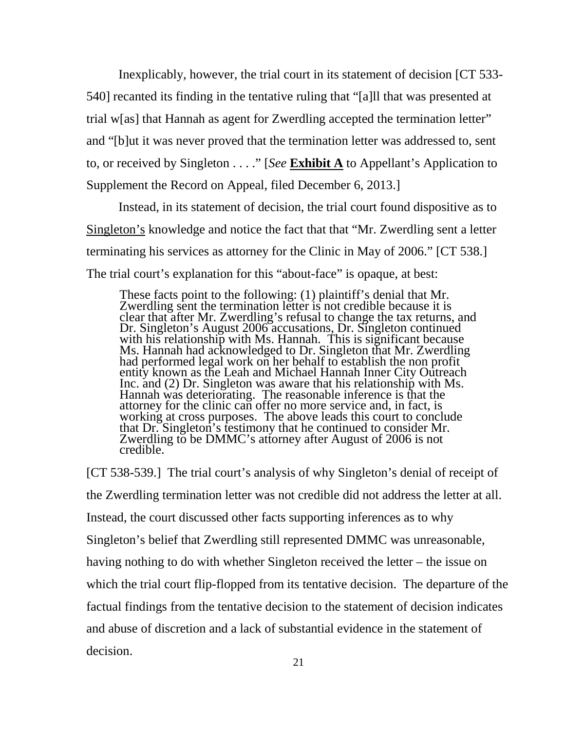Inexplicably, however, the trial court in its statement of decision [CT 533-540] recanted its finding in the tentative ruling that "[a]ll that was presented at trial w[as] that Hannah as agent for Zwerdling accepted the termination letter" and "[b]ut it was never proved that the termination letter was addressed to, sent to, or received by Singleton . . . ." [*See* **Exhibit A** to Appellant's Application to Supplement the Record on Appeal, filed December 6, 2013.]

Instead, in its statement of decision, the trial court found dispositive as to Singleton's knowledge and notice the fact that that "Mr. Zwerdling sent a letter terminating his services as attorney for the Clinic in May of 2006." [CT 538.] The trial court's explanation for this "about-face" is opaque, at best:

> These facts point to the following: (1) plaintiff's denial that Mr. Zwerdling sent the termination letter is not credible because it is clear that after Mr. Zwerdling's refusal to change the tax returns, and Dr. Singleton's August 2006 accusations, Dr. Singleton continued with his relationship with Ms. Hannah. This is significant because Ms. Hannah had acknowledged to Dr. Singleton that Mr. Zwerdling had performed legal work on her behalf to establish the non profit entity known as the Leah and Michael Hannah Inner City Outreach Inc. and (2) Dr. Singleton was aware that his relationship with Ms. Hannah was deteriorating. The reasonable inference is that the attorney for the clinic can offer no more service and, in fact, is working at cross purposes. The above leads this court to conclude that Dr. Singleton's testimony that he continued to consider Mr. Zwerdling to be DMMC's attorney after August of 2006 is not credible.

[CT 538-539.] The trial court's analysis of why Singleton's denial of receipt of the Zwerdling termination letter was not credible did not address the letter at all. Instead, the court discussed other facts supporting inferences as to why Singleton's belief that Zwerdling still represented DMMC was unreasonable, having nothing to do with whether Singleton received the letter – the issue on which the trial court flip-flopped from its tentative decision. The departure of the factual findings from the tentative decision to the statement of decision indicates and abuse of discretion and a lack of substantial evidence in the statement of decision.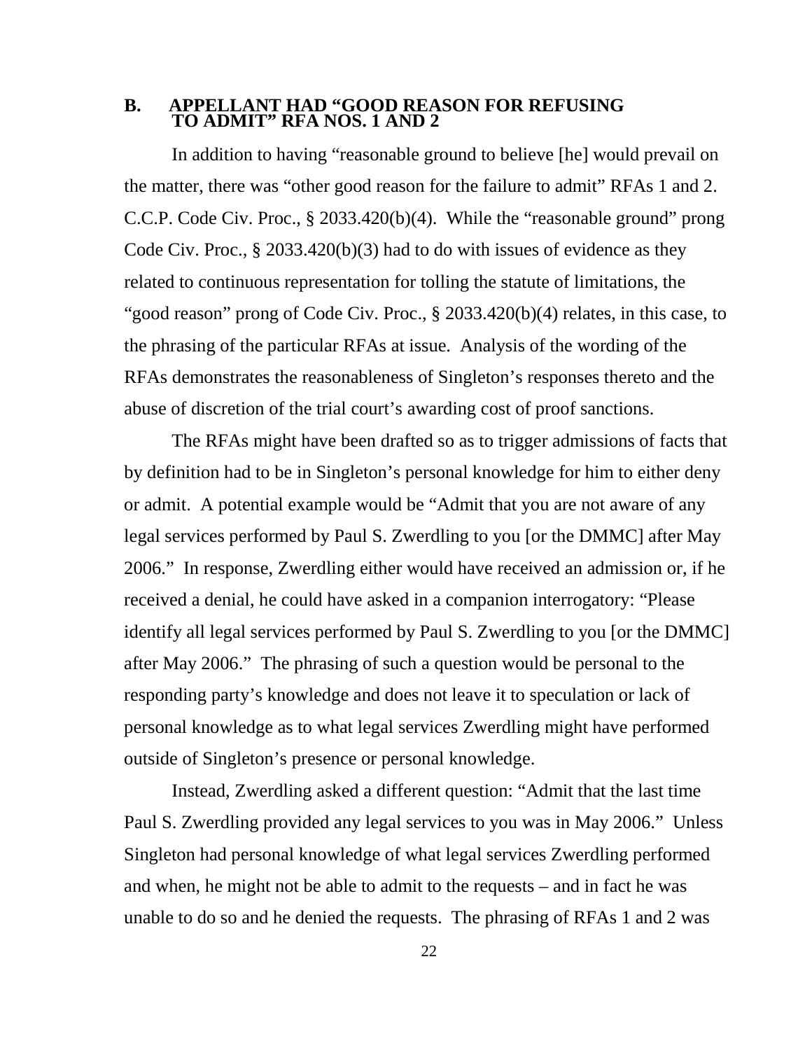## B. APPELLANT HAD "GOOD REASON FOR REFUSING TO ADMIT" RFA NOS. 1 AND 2

In addition to having "reasonable ground to believe [he] would prevail on the matter, there was "other good reason for the failure to admit" RFAs 1 and 2. C.C.P. Code Civ. Proc., § 2033.420(b)(4). While the "reasonable ground" prong Code Civ. Proc., § 2033.420(b)(3) had to do with issues of evidence as they related to continuous representation for tolling the statute of limitations, the "good reason" prong of Code Civ. Proc., § 2033.420(b)(4) relates, in this case, to the phrasing of the particular RFAs at issue. Analysis of the wording of the RFAs demonstrates the reasonableness of Singleton's responses thereto and the abuse of discretion of the trial court's awarding cost of proof sanctions.

The RFAs might have been drafted so as to trigger admissions of facts that by definition had to be in Singleton's personal knowledge for him to either deny or admit. A potential example would be "Admit that you are not aware of any legal services performed by Paul S. Zwerdling to you [or the DMMC] after May 2006." In response, Zwerdling either would have received an admission or, if he received a denial, he could have asked in a companion interrogatory: "Please identify all legal services performed by Paul S. Zwerdling to you [or the DMMC] after May 2006." The phrasing of such a question would be personal to the responding party's knowledge and does not leave it to speculation or lack of personal knowledge as to what legal services Zwerdling might have performed outside of Singleton's presence or personal knowledge.

Instead, Zwerdling asked a different question: "Admit that the last time Paul S. Zwerdling provided any legal services to you was in May 2006." Unless Singleton had personal knowledge of what legal services Zwerdling performed and when, he might not be able to admit to the requests – and in fact he was unable to do so and he denied the requests. The phrasing of RFAs 1 and 2 was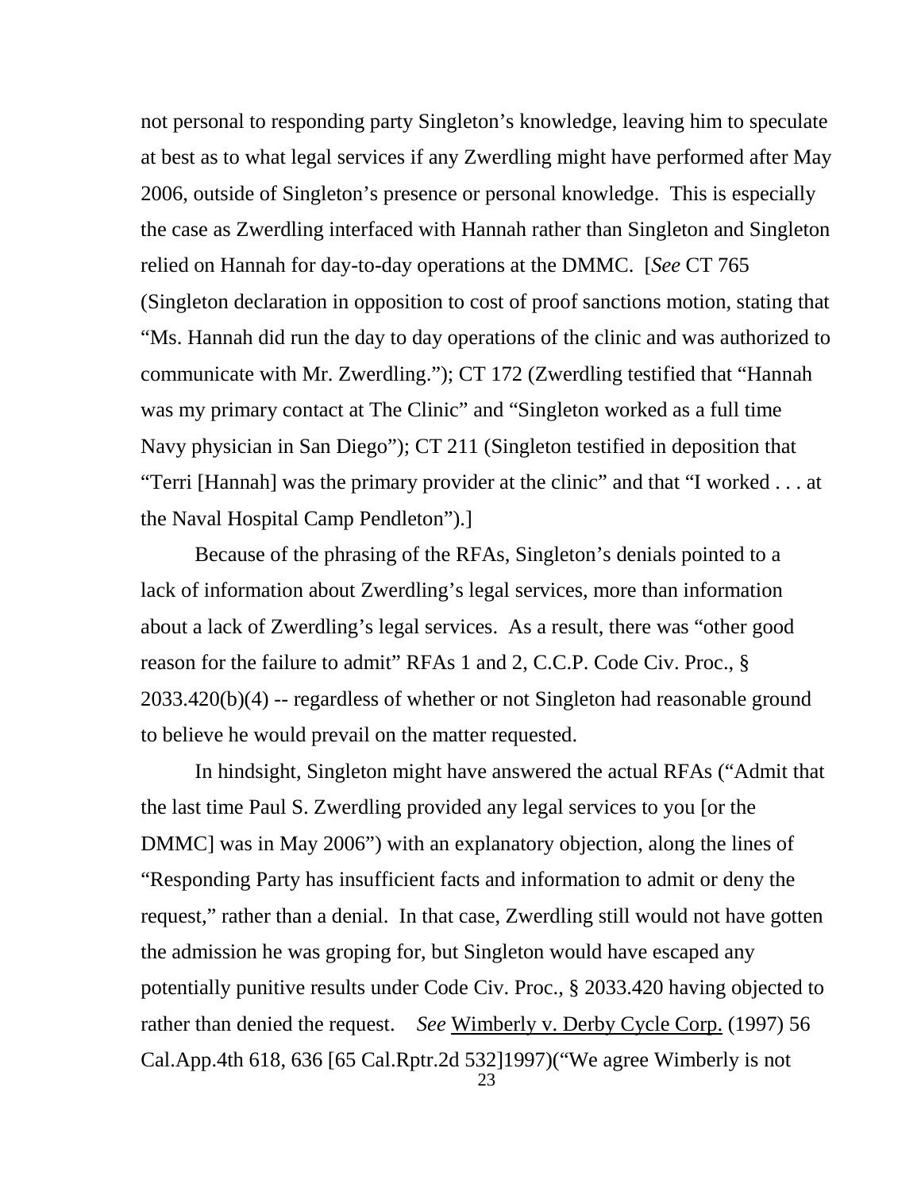not personal to responding party Singleton's knowledge, leaving him to speculate at best as to what legal services if any Zwerdling might have performed after May 2006, outside of Singleton's presence or personal knowledge. This is especially the case as Zwerdling interfaced with Hannah rather than Singleton and Singleton relied on Hannah for day-to-day operations at the DMMC. [*See* CT 765 (Singleton declaration in opposition to cost of proof sanctions motion, stating that "Ms. Hannah did run the day to day operations of the clinic and was authorized to communicate with Mr. Zwerdling."); CT 172 (Zwerdling testified that "Hannah was my primary contact at The Clinic" and "Singleton worked as a full time Navy physician in San Diego"); CT 211 (Singleton testified in deposition that "Terri [Hannah] was the primary provider at the clinic" and that "I worked . . . at the Naval Hospital Camp Pendleton").]

Because of the phrasing of the RFAs, Singleton's denials pointed to a lack of information about Zwerdling's legal services, more than information about a lack of Zwerdling's legal services. As a result, there was "other good reason for the failure to admit" RFAs 1 and 2, C.C.P. Code Civ. Proc., § 2033.420(b)(4) -- regardless of whether or not Singleton had reasonable ground to believe he would prevail on the matter requested.

In hindsight, Singleton might have answered the actual RFAs ("Admit that the last time Paul S. Zwerdling provided any legal services to you [or the DMMC] was in May 2006") with an explanatory objection, along the lines of "Responding Party has insufficient facts and information to admit or deny the request," rather than a denial. In that case, Zwerdling still would not have gotten the admission he was groping for, but Singleton would have escaped any potentially punitive results under Code Civ. Proc., § 2033.420 having objected to rather than denied the request. *See* Wimberly v. Derby Cycle Corp. (1997) 56 Cal.App.4th 618, 636 [65 Cal.Rptr.2d 532]1997)("We agree Wimberly is not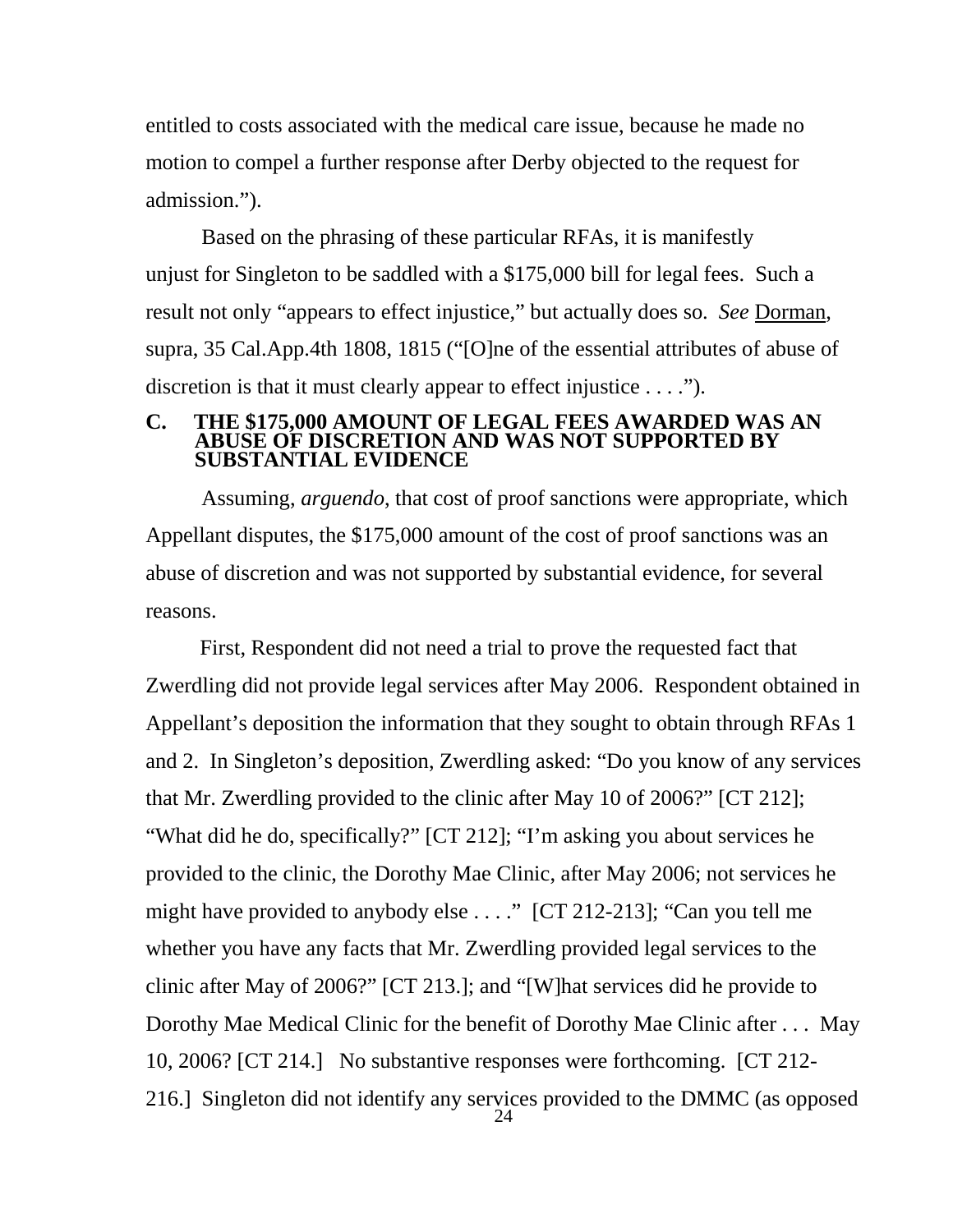entitled to costs associated with the medical care issue, because he made no motion to compel a further response after Derby objected to the request for admission.").

Based on the phrasing of these particular RFAs, it is manifestly unjust for Singleton to be saddled with a $175,000 bill for legal fees. Such a result not only "appears to effect injustice," but actually does so. *See* Dorman, supra, 35 Cal.App.4th 1808, 1815 ("[O]ne of the essential attributes of abuse of discretion is that it must clearly appear to effect injustice . . . .").

### C. THE $175,000 AMOUNT OF LEGAL FEES AWARDED WAS AN ABUSE OF DISCRETION AND WAS NOT SUPPORTED BY SUBSTANTIAL EVIDENCE

Assuming, *arguendo*, that cost of proof sanctions were appropriate, which Appellant disputes, the $175,000 amount of the cost of proof sanctions was an abuse of discretion and was not supported by substantial evidence, for several reasons.

First, Respondent did not need a trial to prove the requested fact that Zwerdling did not provide legal services after May 2006. Respondent obtained in Appellant's deposition the information that they sought to obtain through RFAs 1 and 2. In Singleton's deposition, Zwerdling asked: "Do you know of any services that Mr. Zwerdling provided to the clinic after May 10 of 2006?" [CT 212]; "What did he do, specifically?" [CT 212]; "I'm asking you about services he provided to the clinic, the Dorothy Mae Clinic, after May 2006; not services he might have provided to anybody else . . . ." [CT 212-213]; "Can you tell me whether you have any facts that Mr. Zwerdling provided legal services to the clinic after May of 2006?" [CT 213.]; and "[W]hat services did he provide to Dorothy Mae Medical Clinic for the benefit of Dorothy Mae Clinic after . . . May 10, 2006? [CT 214.] No substantive responses were forthcoming. [CT 212-216.] Singleton did not identify any services provided to the DMMC (as opposed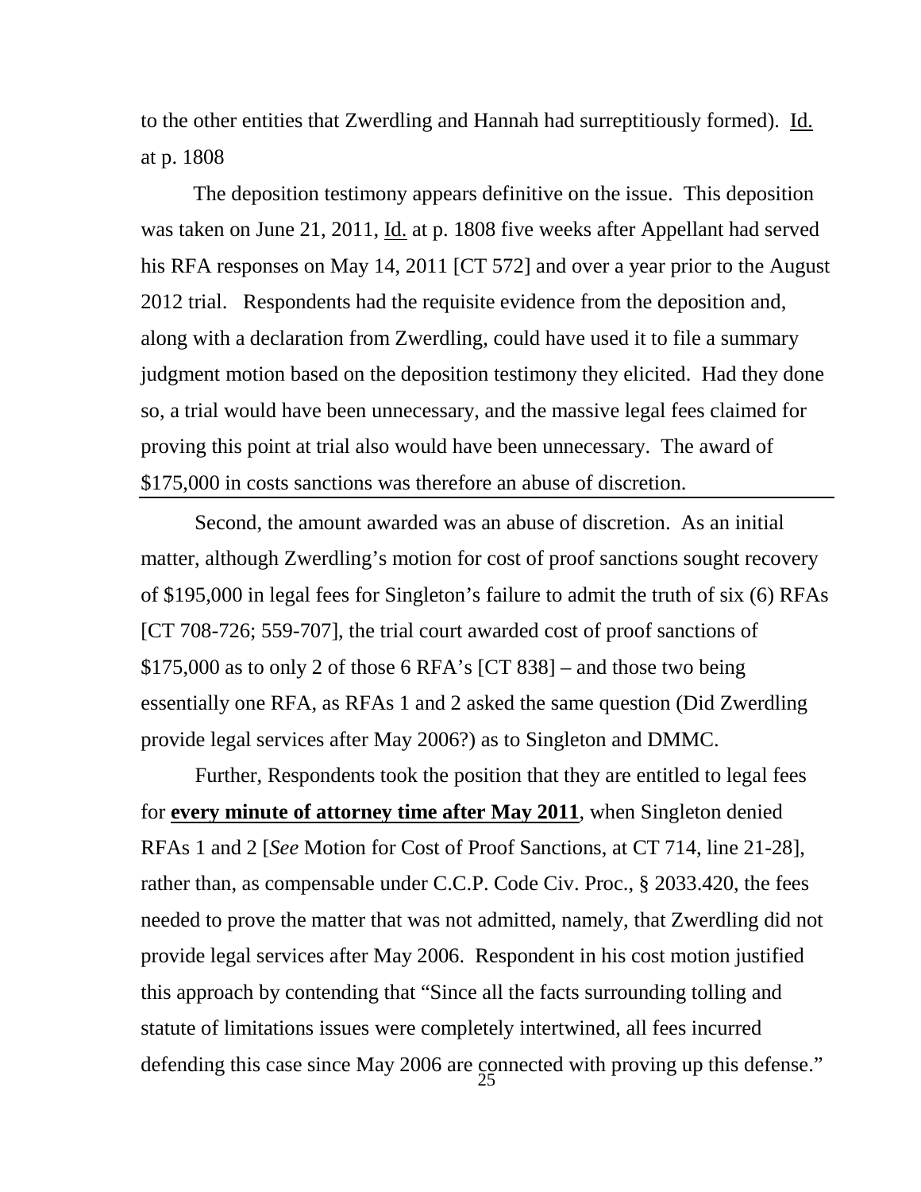to the other entities that Zwerdling and Hannah had surreptitiously formed). Id. at p. 1808

The deposition testimony appears definitive on the issue. This deposition was taken on June 21, 2011, Id. at p. 1808 five weeks after Appellant had served his RFA responses on May 14, 2011 [CT 572] and over a year prior to the August 2012 trial. Respondents had the requisite evidence from the deposition and, along with a declaration from Zwerdling, could have used it to file a summary judgment motion based on the deposition testimony they elicited. Had they done so, a trial would have been unnecessary, and the massive legal fees claimed for proving this point at trial also would have been unnecessary. The award of $175,000 in costs sanctions was therefore an abuse of discretion.

---

Second, the amount awarded was an abuse of discretion. As an initial matter, although Zwerdling's motion for cost of proof sanctions sought recovery of $195,000 in legal fees for Singleton's failure to admit the truth of six (6) RFAs [CT 708-726; 559-707], the trial court awarded cost of proof sanctions of $175,000 as to only 2 of those 6 RFA's [CT 838] – and those two being essentially one RFA, as RFAs 1 and 2 asked the same question (Did Zwerdling provide legal services after May 2006?) as to Singleton and DMMC.

Further, Respondents took the position that they are entitled to legal fees for **every minute of attorney time after May 2011**, when Singleton denied RFAs 1 and 2 [*See* Motion for Cost of Proof Sanctions, at CT 714, line 21-28], rather than, as compensable under C.C.P. Code Civ. Proc., § 2033.420, the fees needed to prove the matter that was not admitted, namely, that Zwerdling did not provide legal services after May 2006. Respondent in his cost motion justified this approach by contending that "Since all the facts surrounding tolling and statute of limitations issues were completely intertwined, all fees incurred defending this case since May 2006 are connected with proving up this defense."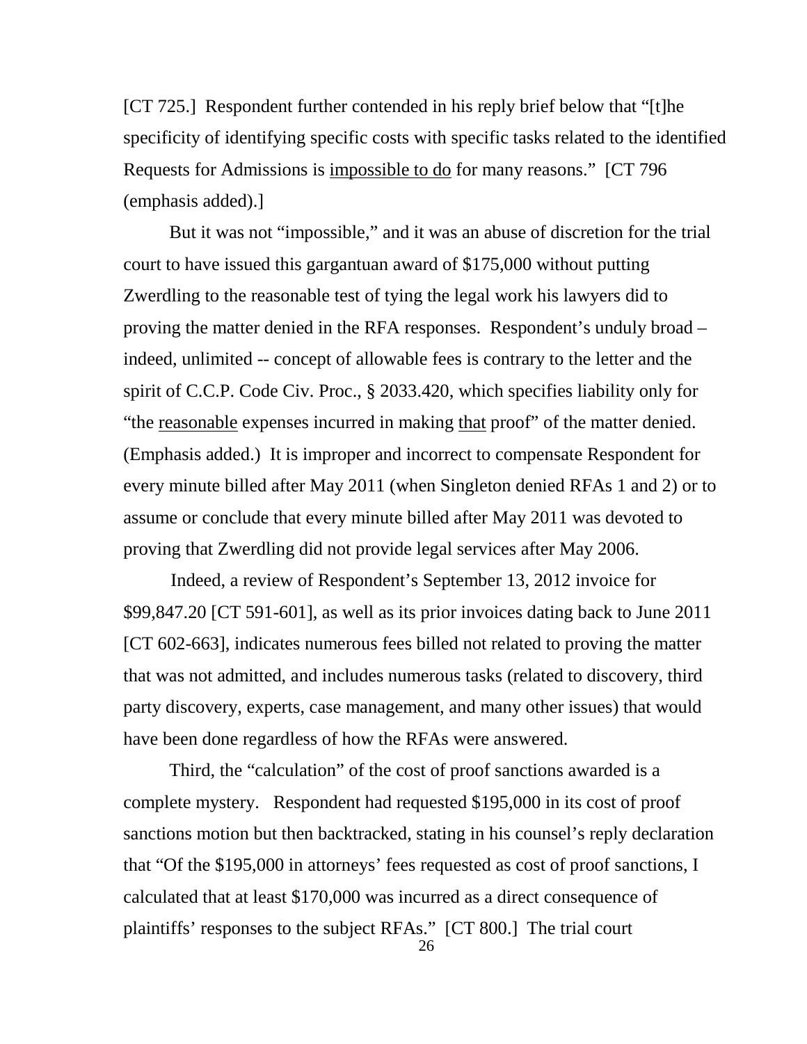[CT 725.] Respondent further contended in his reply brief below that "[t]he specificity of identifying specific costs with specific tasks related to the identified Requests for Admissions is <u>impossible to do</u> for many reasons." [CT 796 (emphasis added).]

But it was not "impossible," and it was an abuse of discretion for the trial court to have issued this gargantuan award of $175,000 without putting Zwerdling to the reasonable test of tying the legal work his lawyers did to proving the matter denied in the RFA responses. Respondent's unduly broad – indeed, unlimited -- concept of allowable fees is contrary to the letter and the spirit of C.C.P. Code Civ. Proc., § 2033.420, which specifies liability only for "the <u>reasonable</u> expenses incurred in making <u>that</u> proof" of the matter denied. (Emphasis added.) It is improper and incorrect to compensate Respondent for every minute billed after May 2011 (when Singleton denied RFAs 1 and 2) or to assume or conclude that every minute billed after May 2011 was devoted to proving that Zwerdling did not provide legal services after May 2006.

Indeed, a review of Respondent's September 13, 2012 invoice for $99,847.20 [CT 591-601], as well as its prior invoices dating back to June 2011 [CT 602-663], indicates numerous fees billed not related to proving the matter that was not admitted, and includes numerous tasks (related to discovery, third party discovery, experts, case management, and many other issues) that would have been done regardless of how the RFAs were answered.

Third, the "calculation" of the cost of proof sanctions awarded is a complete mystery. Respondent had requested $195,000 in its cost of proof sanctions motion but then backtracked, stating in his counsel's reply declaration that "Of the $195,000 in attorneys' fees requested as cost of proof sanctions, I calculated that at least $170,000 was incurred as a direct consequence of plaintiffs' responses to the subject RFAs." [CT 800.] The trial court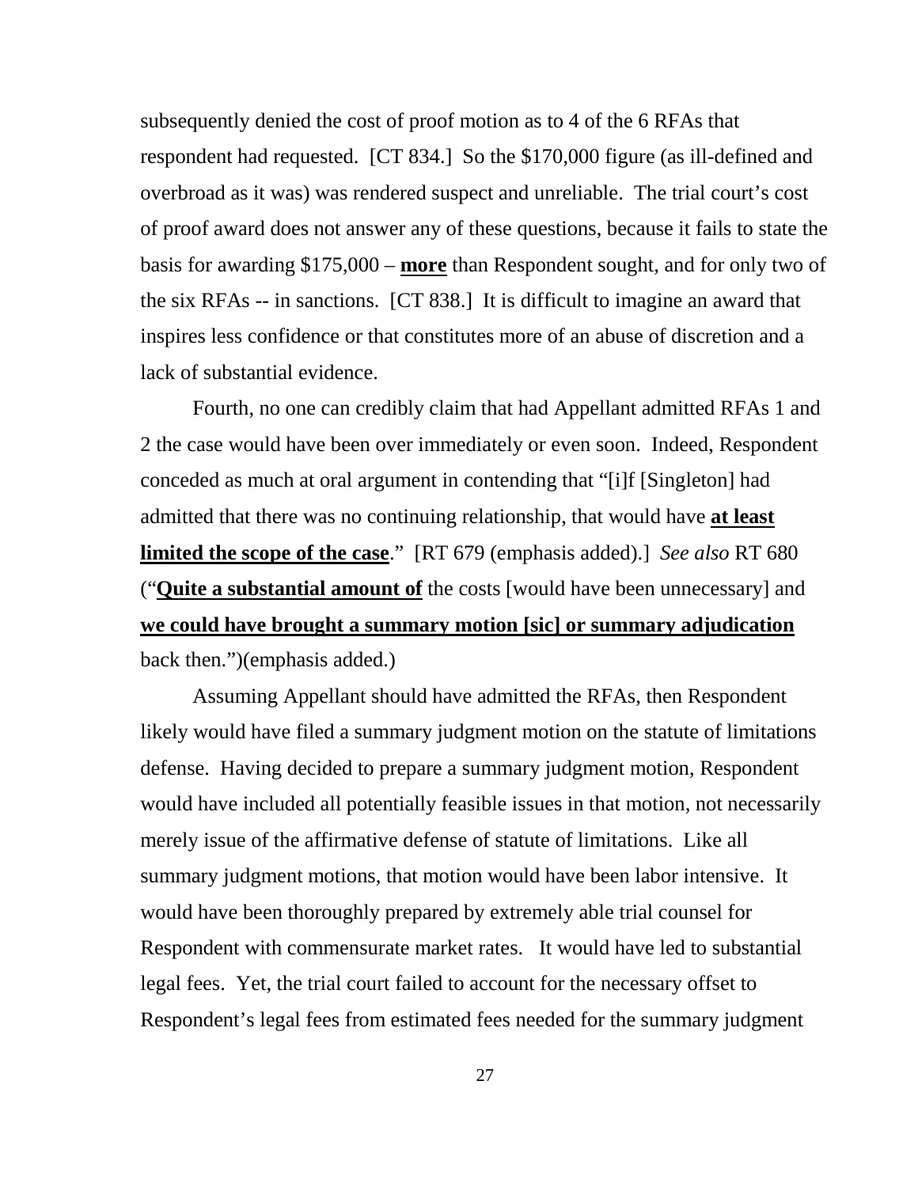subsequently denied the cost of proof motion as to 4 of the 6 RFAs that respondent had requested. [CT 834.] So the $170,000 figure (as ill-defined and overbroad as it was) was rendered suspect and unreliable. The trial court's cost of proof award does not answer any of these questions, because it fails to state the basis for awarding $175,000 – **<u>more</u>** than Respondent sought, and for only two of the six RFAs -- in sanctions. [CT 838.] It is difficult to imagine an award that inspires less confidence or that constitutes more of an abuse of discretion and a lack of substantial evidence.

Fourth, no one can credibly claim that had Appellant admitted RFAs 1 and 2 the case would have been over immediately or even soon. Indeed, Respondent conceded as much at oral argument in contending that "[i]f [Singleton] had admitted that there was no continuing relationship, that would have **<u>at least limited the scope of the case</u>**." [RT 679 (emphasis added).] *See also* RT 680 ("**<u>Quite a substantial amount of</u>** the costs [would have been unnecessary] and **<u>we could have brought a summary motion [sic] or summary adjudication</u>** back then.")(emphasis added.)

Assuming Appellant should have admitted the RFAs, then Respondent likely would have filed a summary judgment motion on the statute of limitations defense. Having decided to prepare a summary judgment motion, Respondent would have included all potentially feasible issues in that motion, not necessarily merely issue of the affirmative defense of statute of limitations. Like all summary judgment motions, that motion would have been labor intensive. It would have been thoroughly prepared by extremely able trial counsel for Respondent with commensurate market rates. It would have led to substantial legal fees. Yet, the trial court failed to account for the necessary offset to Respondent's legal fees from estimated fees needed for the summary judgment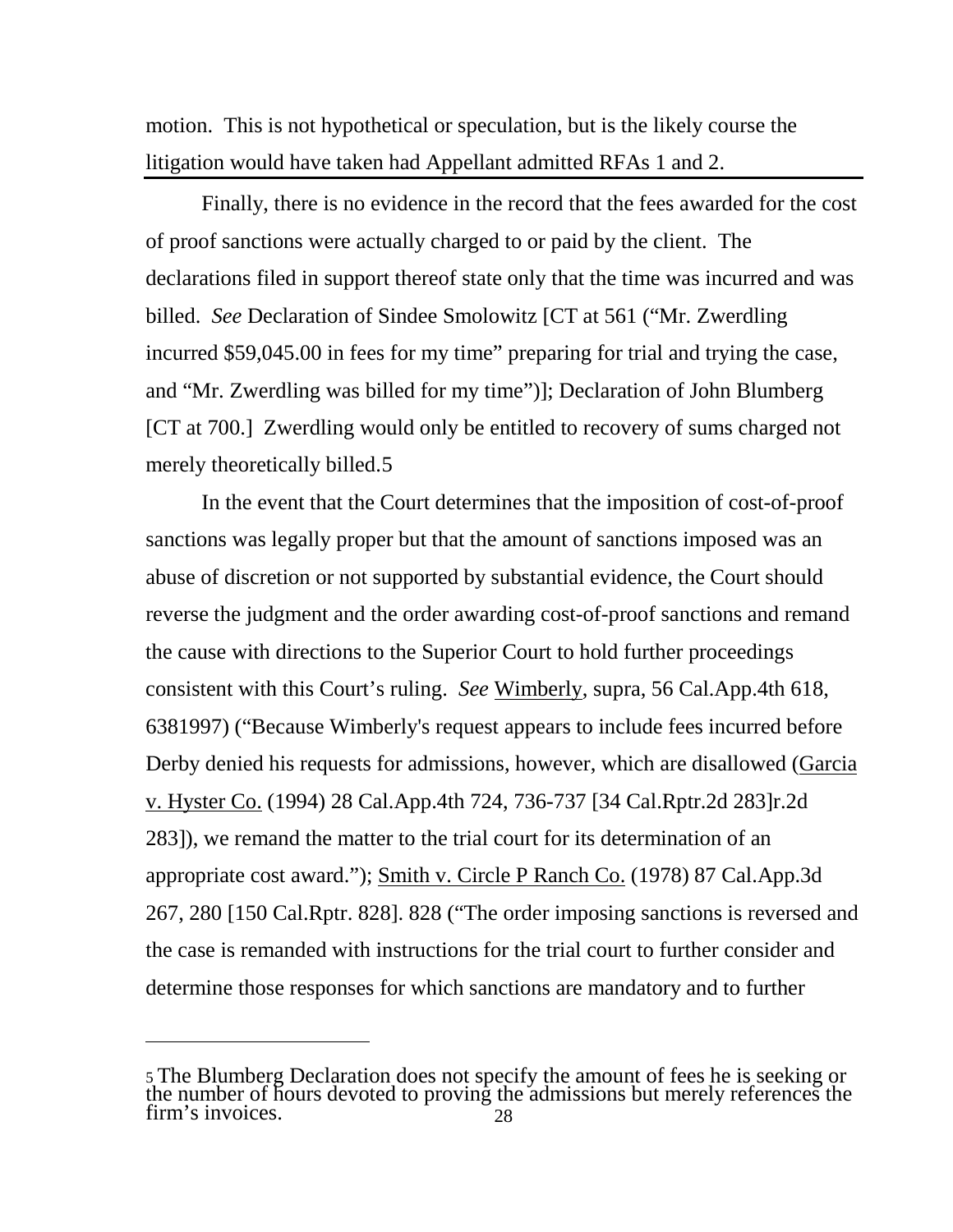motion. This is not hypothetical or speculation, but is the likely course the litigation would have taken had Appellant admitted RFAs 1 and 2.

---

Finally, there is no evidence in the record that the fees awarded for the cost of proof sanctions were actually charged to or paid by the client. The declarations filed in support thereof state only that the time was incurred and was billed. *See* Declaration of Sindee Smolowitz [CT at 561 ("Mr. Zwerdling incurred $59,045.00 in fees for my time" preparing for trial and trying the case, and "Mr. Zwerdling was billed for my time")]; Declaration of John Blumberg [CT at 700.] Zwerdling would only be entitled to recovery of sums charged not merely theoretically billed.5

In the event that the Court determines that the imposition of cost-of-proof sanctions was legally proper but that the amount of sanctions imposed was an abuse of discretion or not supported by substantial evidence, the Court should reverse the judgment and the order awarding cost-of-proof sanctions and remand the cause with directions to the Superior Court to hold further proceedings consistent with this Court's ruling. *See* Wimberly, supra, 56 Cal.App.4th 618, 6381997) ("Because Wimberly's request appears to include fees incurred before Derby denied his requests for admissions, however, which are disallowed (Garcia v. Hyster Co. (1994) 28 Cal.App.4th 724, 736-737 [34 Cal.Rptr.2d 283]r.2d 283]), we remand the matter to the trial court for its determination of an appropriate cost award."); Smith v. Circle P Ranch Co. (1978) 87 Cal.App.3d 267, 280 [150 Cal.Rptr. 828]. 828 ("The order imposing sanctions is reversed and the case is remanded with instructions for the trial court to further consider and determine those responses for which sanctions are mandatory and to further

---

5 The Blumberg Declaration does not specify the amount of fees he is seeking or the number of hours devoted to proving the admissions but merely references the firm's invoices.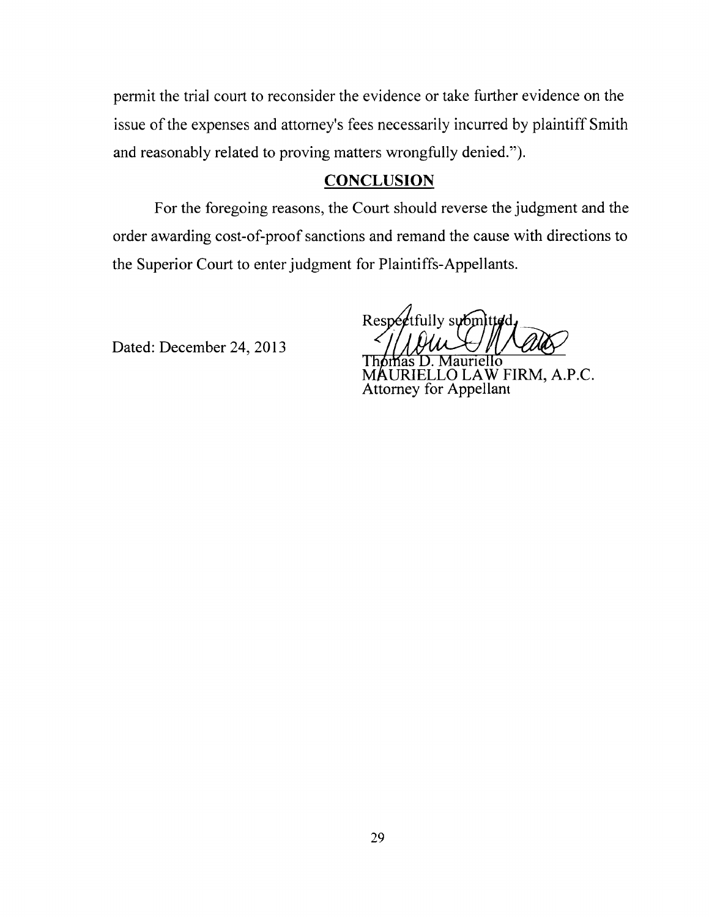permit the trial court to reconsider the evidence or take further evidence on the issue of the expenses and attorney's fees necessarily incurred by plaintiff Smith and reasonably related to proving matters wrongfully denied.").

## CONCLUSION

For the foregoing reasons, the Court should reverse the judgment and the order awarding cost-of-proof sanctions and remand the cause with directions to the Superior Court to enter judgment for Plaintiffs-Appellants.

Dated: December 24, 2013

Respectfully submitted,

Thomas D. Mauriello
MAURIELLO LAW FIRM, A.P.C.
Attorney for Appellant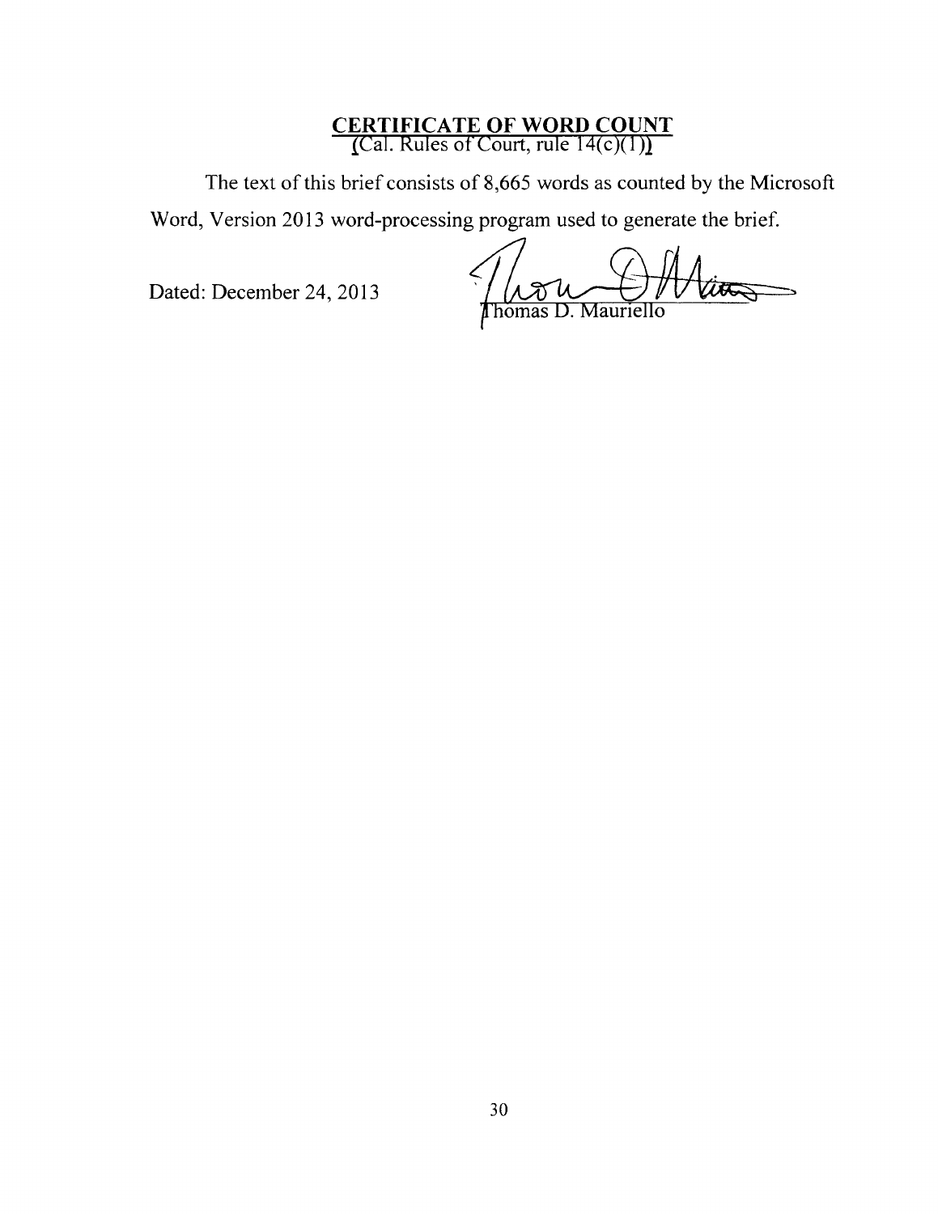# CERTIFICATE OF WORD COUNT

(Cal. Rules of Court, rule 14(c)(1))

The text of this brief consists of 8,665 words as counted by the Microsoft Word, Version 2013 word-processing program used to generate the brief.

Dated: December 24, 2013

Thomas D. Mauriello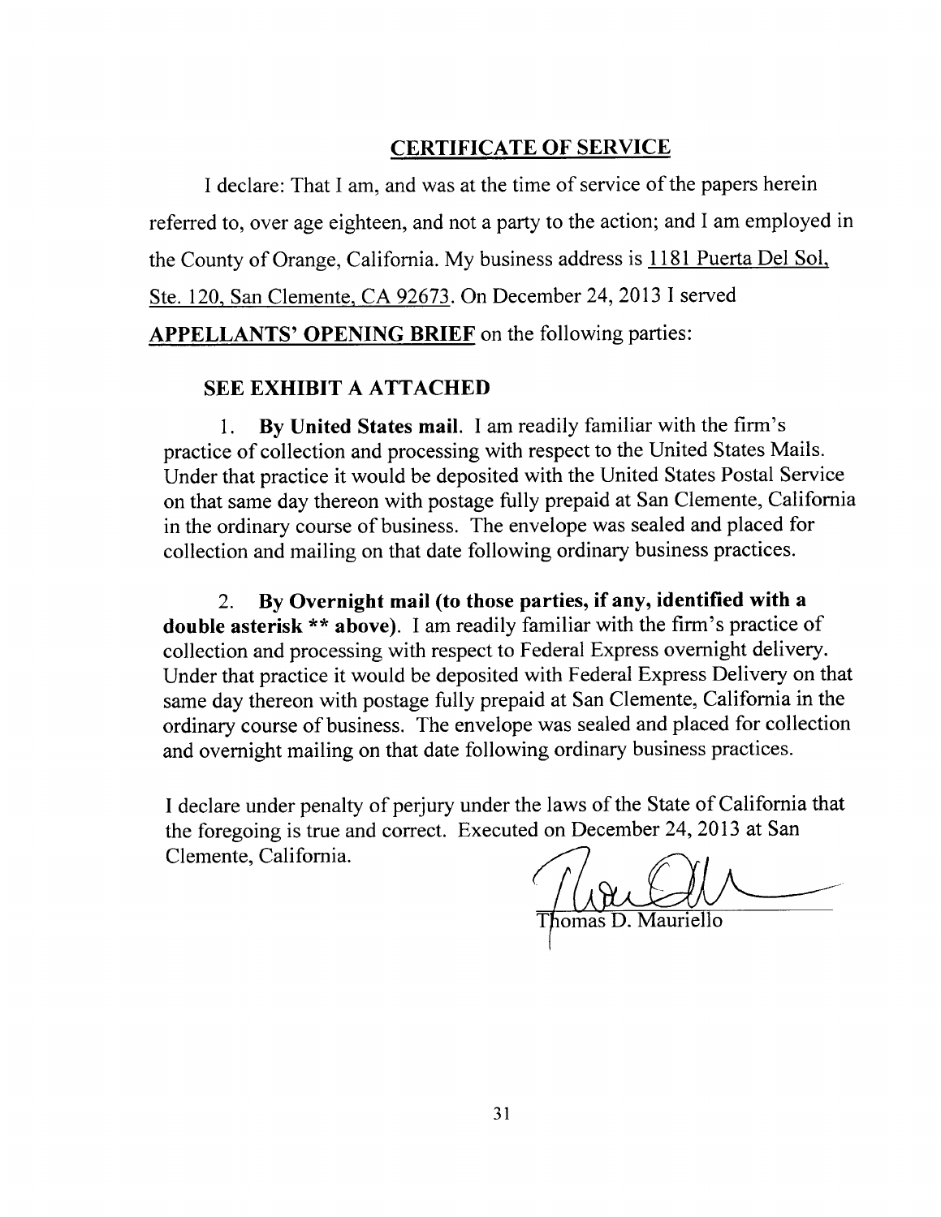## CERTIFICATE OF SERVICE

I declare: That I am, and was at the time of service of the papers herein referred to, over age eighteen, and not a party to the action; and I am employed in the County of Orange, California. My business address is 1181 Puerta Del Sol, Ste. 120, San Clemente, CA 92673. On December 24, 2013 I served **APPELLANTS' OPENING BRIEF** on the following parties:

**SEE EXHIBIT A ATTACHED**

1. **By United States mail.** I am readily familiar with the firm's practice of collection and processing with respect to the United States Mails. Under that practice it would be deposited with the United States Postal Service on that same day thereon with postage fully prepaid at San Clemente, California in the ordinary course of business. The envelope was sealed and placed for collection and mailing on that date following ordinary business practices.

2. **By Overnight mail (to those parties, if any, identified with a double asterisk ** above).** I am readily familiar with the firm's practice of collection and processing with respect to Federal Express overnight delivery. Under that practice it would be deposited with Federal Express Delivery on that same day thereon with postage fully prepaid at San Clemente, California in the ordinary course of business. The envelope was sealed and placed for collection and overnight mailing on that date following ordinary business practices.

I declare under penalty of perjury under the laws of the State of California that the foregoing is true and correct. Executed on December 24, 2013 at San Clemente, California.

Thomas D. Mauriello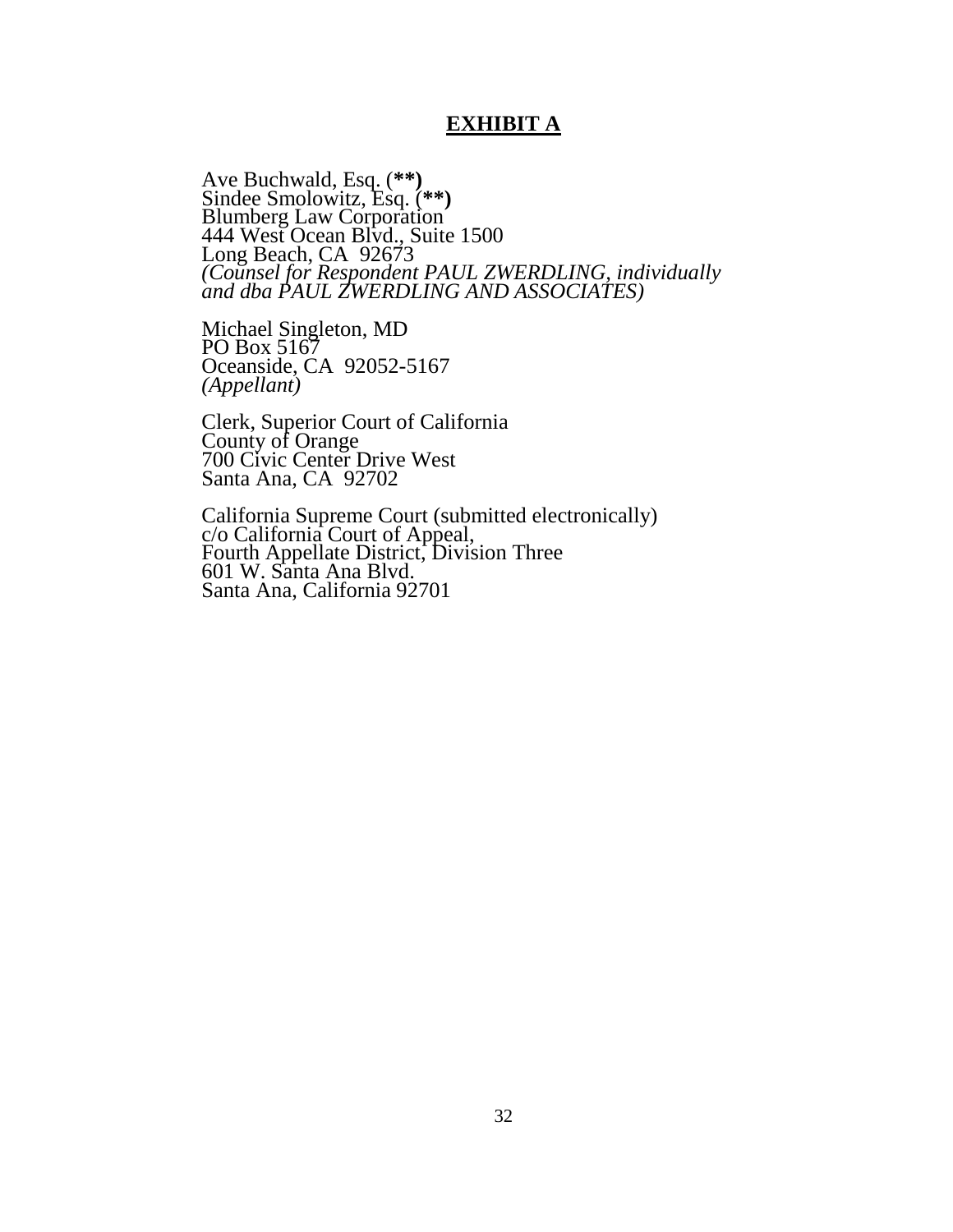**EXHIBIT A**

Ave Buchwald, Esq. (**)
Sindee Smolowitz, Esq. (**)
Blumberg Law Corporation
444 West Ocean Blvd., Suite 1500
Long Beach, CA 92673
*(Counsel for Respondent PAUL ZWERDLING, individually and dba PAUL ZWERDLING AND ASSOCIATES)*

Michael Singleton, MD
PO Box 5167
Oceanside, CA 92052-5167
*(Appellant)*

Clerk, Superior Court of California
County of Orange
700 Civic Center Drive West
Santa Ana, CA 92702

California Supreme Court (submitted electronically)
c/o California Court of Appeal,
Fourth Appellate District, Division Three
601 W. Santa Ana Blvd.
Santa Ana, California 92701